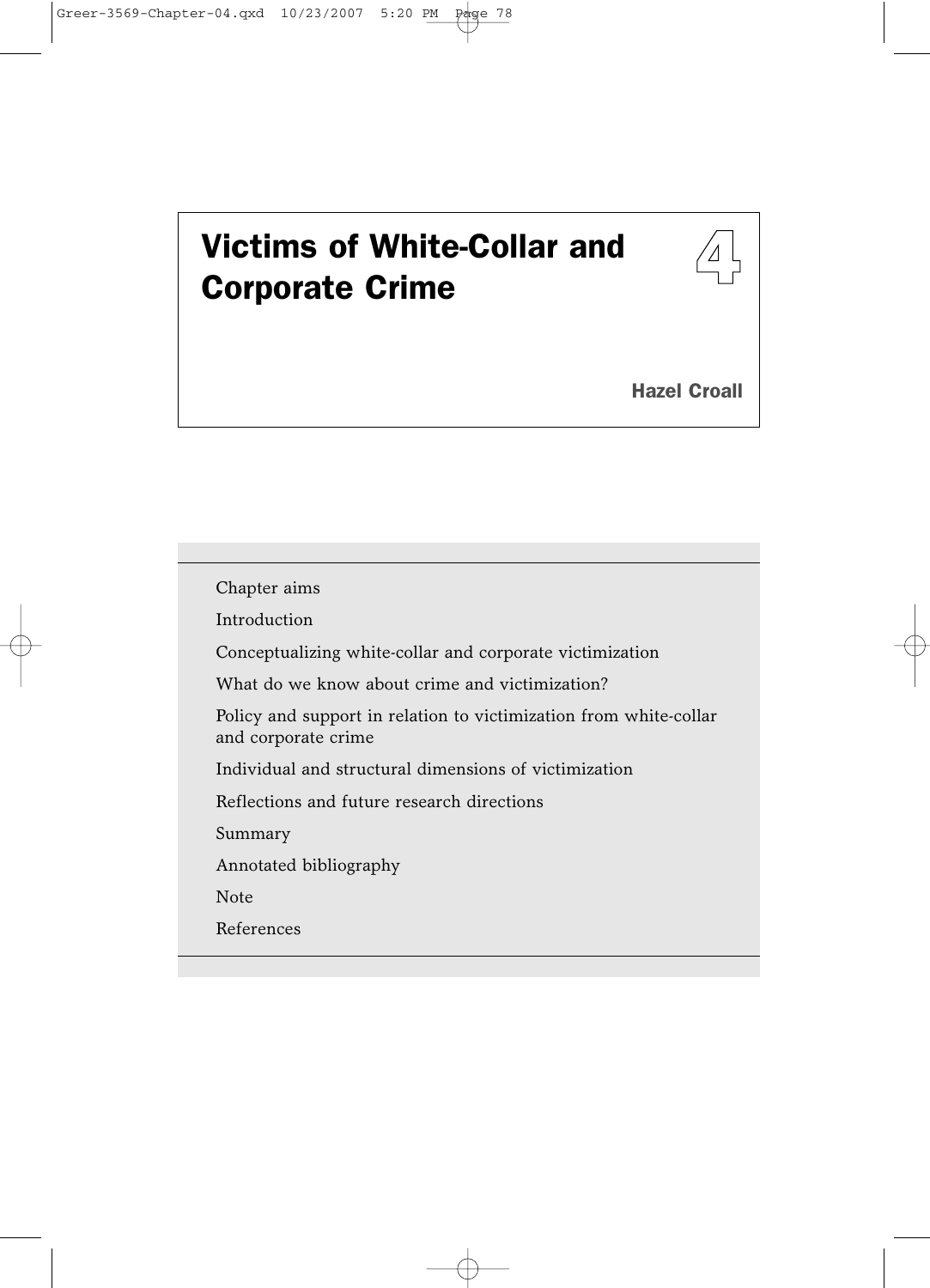# 4 Victims of White-Collar and Corporate Crime

**Hazel Croall**

- Chapter aims
- Introduction
- Conceptualizing white-collar and corporate victimization
- What do we know about crime and victimization?
- Policy and support in relation to victimization from white-collar and corporate crime
- Individual and structural dimensions of victimization
- Reflections and future research directions
- Summary
- Annotated bibliography
- Note
- References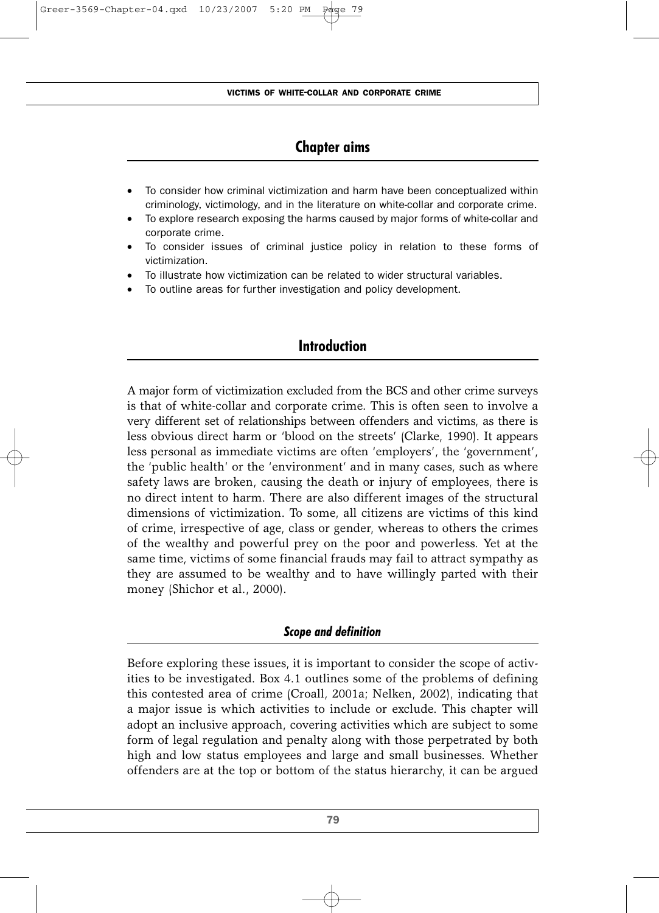## Chapter aims

- To consider how criminal victimization and harm have been conceptualized within criminology, victimology, and in the literature on white-collar and corporate crime.
- To explore research exposing the harms caused by major forms of white-collar and corporate crime.
- To consider issues of criminal justice policy in relation to these forms of victimization.
- To illustrate how victimization can be related to wider structural variables.
- To outline areas for further investigation and policy development.

## Introduction

A major form of victimization excluded from the BCS and other crime surveys is that of white-collar and corporate crime. This is often seen to involve a very different set of relationships between offenders and victims, as there is less obvious direct harm or 'blood on the streets' (Clarke, 1990). It appears less personal as immediate victims are often 'employers', the 'government', the 'public health' or the 'environment' and in many cases, such as where safety laws are broken, causing the death or injury of employees, there is no direct intent to harm. There are also different images of the structural dimensions of victimization. To some, all citizens are victims of this kind of crime, irrespective of age, class or gender, whereas to others the crimes of the wealthy and powerful prey on the poor and powerless. Yet at the same time, victims of some financial frauds may fail to attract sympathy as they are assumed to be wealthy and to have willingly parted with their money (Shichor et al., 2000).

### *Scope and definition*

Before exploring these issues, it is important to consider the scope of activities to be investigated. Box 4.1 outlines some of the problems of defining this contested area of crime (Croall, 2001a; Nelken, 2002), indicating that a major issue is which activities to include or exclude. This chapter will adopt an inclusive approach, covering activities which are subject to some form of legal regulation and penalty along with those perpetrated by both high and low status employees and large and small businesses. Whether offenders are at the top or bottom of the status hierarchy, it can be argued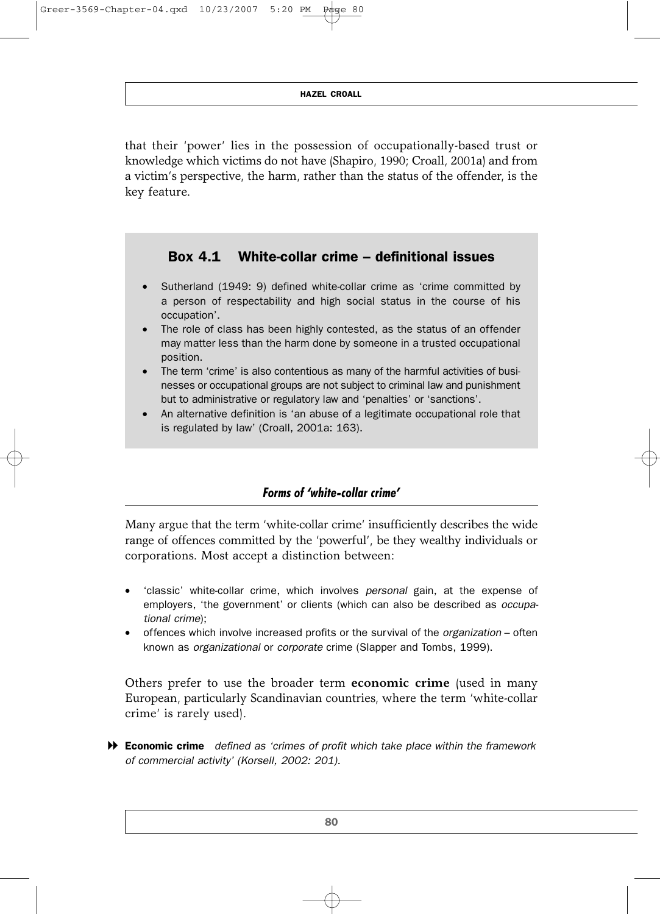that their 'power' lies in the possession of occupationally-based trust or knowledge which victims do not have (Shapiro, 1990; Croall, 2001a) and from a victim's perspective, the harm, rather than the status of the offender, is the key feature.

### Box 4.1 White-collar crime – definitional issues

- Sutherland (1949: 9) defined white-collar crime as 'crime committed by a person of respectability and high social status in the course of his occupation'.
- The role of class has been highly contested, as the status of an offender may matter less than the harm done by someone in a trusted occupational position.
- The term 'crime' is also contentious as many of the harmful activities of businesses or occupational groups are not subject to criminal law and punishment but to administrative or regulatory law and 'penalties' or 'sanctions'.
- An alternative definition is 'an abuse of a legitimate occupational role that is regulated by law' (Croall, 2001a: 163).

## *Forms of 'white-collar crime'*

Many argue that the term 'white-collar crime' insufficiently describes the wide range of offences committed by the 'powerful', be they wealthy individuals or corporations. Most accept a distinction between:

- 'classic' white-collar crime, which involves *personal* gain, at the expense of employers, 'the government' or clients (which can also be described as *occupational crime*);
- offences which involve increased profits or the survival of the *organization* – often known as *organizational* or *corporate* crime (Slapper and Tombs, 1999).

Others prefer to use the broader term **economic crime** (used in many European, particularly Scandinavian countries, where the term 'white-collar crime' is rarely used).

**Economic crime** *defined as 'crimes of profit which take place within the framework of commercial activity' (Korsell, 2002: 201).*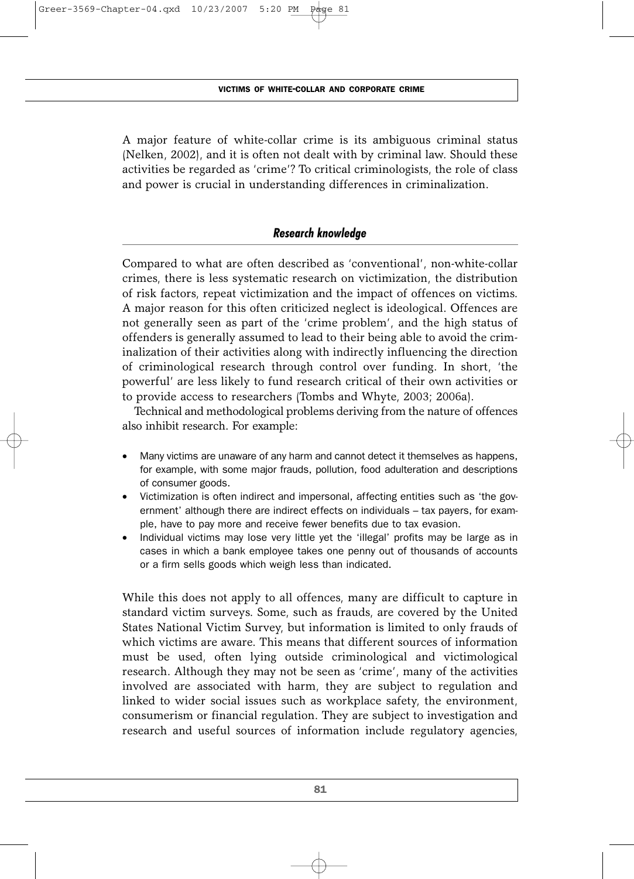A major feature of white-collar crime is its ambiguous criminal status (Nelken, 2002), and it is often not dealt with by criminal law. Should these activities be regarded as 'crime'? To critical criminologists, the role of class and power is crucial in understanding differences in criminalization.

## *Research knowledge*

Compared to what are often described as 'conventional', non-white-collar crimes, there is less systematic research on victimization, the distribution of risk factors, repeat victimization and the impact of offences on victims. A major reason for this often criticized neglect is ideological. Offences are not generally seen as part of the 'crime problem', and the high status of offenders is generally assumed to lead to their being able to avoid the criminalization of their activities along with indirectly influencing the direction of criminological research through control over funding. In short, 'the powerful' are less likely to fund research critical of their own activities or to provide access to researchers (Tombs and Whyte, 2003; 2006a).

Technical and methodological problems deriving from the nature of offences also inhibit research. For example:

- Many victims are unaware of any harm and cannot detect it themselves as happens, for example, with some major frauds, pollution, food adulteration and descriptions of consumer goods.
- Victimization is often indirect and impersonal, affecting entities such as 'the government' although there are indirect effects on individuals – tax payers, for example, have to pay more and receive fewer benefits due to tax evasion.
- Individual victims may lose very little yet the 'illegal' profits may be large as in cases in which a bank employee takes one penny out of thousands of accounts or a firm sells goods which weigh less than indicated.

While this does not apply to all offences, many are difficult to capture in standard victim surveys. Some, such as frauds, are covered by the United States National Victim Survey, but information is limited to only frauds of which victims are aware. This means that different sources of information must be used, often lying outside criminological and victimological research. Although they may not be seen as 'crime', many of the activities involved are associated with harm, they are subject to regulation and linked to wider social issues such as workplace safety, the environment, consumerism or financial regulation. They are subject to investigation and research and useful sources of information include regulatory agencies,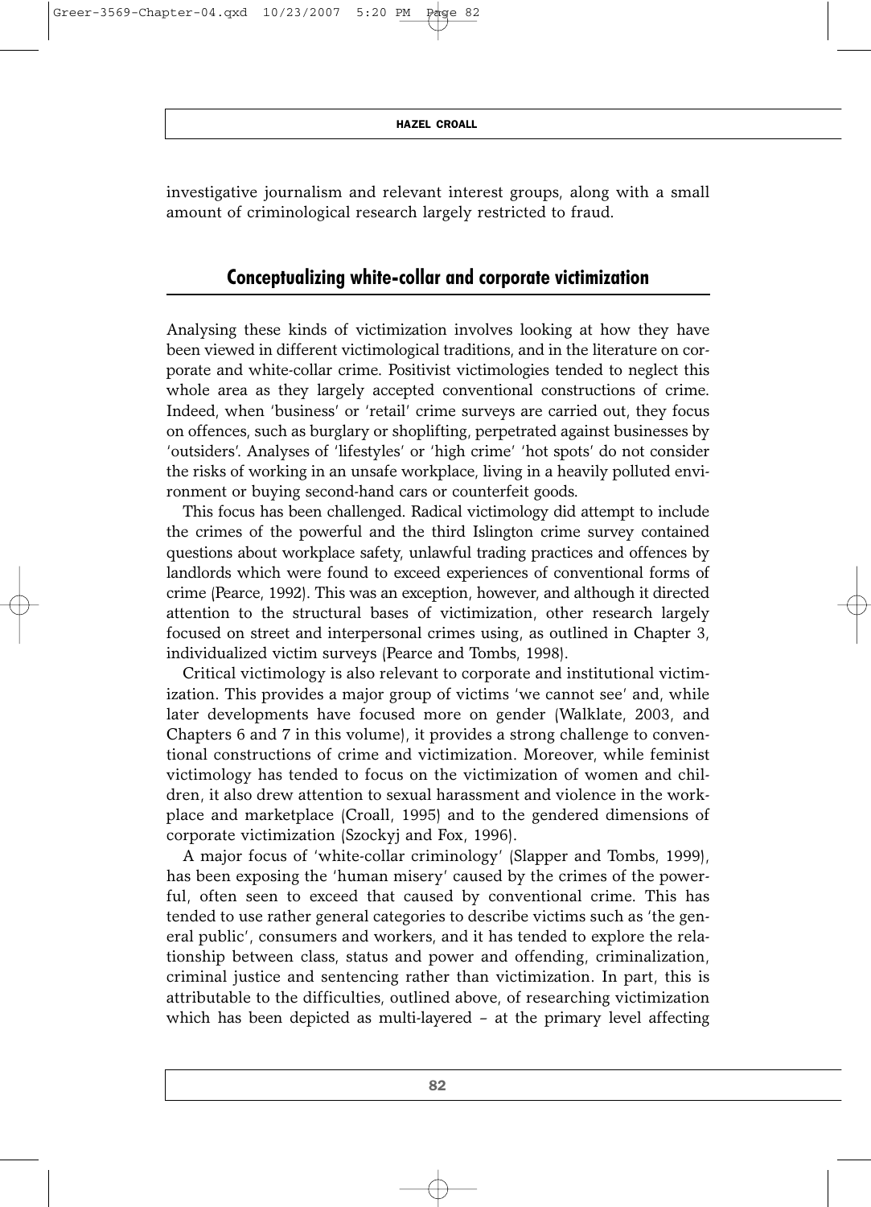investigative journalism and relevant interest groups, along with a small amount of criminological research largely restricted to fraud.

## Conceptualizing white-collar and corporate victimization

Analysing these kinds of victimization involves looking at how they have been viewed in different victimological traditions, and in the literature on corporate and white-collar crime. Positivist victimologies tended to neglect this whole area as they largely accepted conventional constructions of crime. Indeed, when 'business' or 'retail' crime surveys are carried out, they focus on offences, such as burglary or shoplifting, perpetrated against businesses by 'outsiders'. Analyses of 'lifestyles' or 'high crime' 'hot spots' do not consider the risks of working in an unsafe workplace, living in a heavily polluted environment or buying second-hand cars or counterfeit goods.

This focus has been challenged. Radical victimology did attempt to include the crimes of the powerful and the third Islington crime survey contained questions about workplace safety, unlawful trading practices and offences by landlords which were found to exceed experiences of conventional forms of crime (Pearce, 1992). This was an exception, however, and although it directed attention to the structural bases of victimization, other research largely focused on street and interpersonal crimes using, as outlined in Chapter 3, individualized victim surveys (Pearce and Tombs, 1998).

Critical victimology is also relevant to corporate and institutional victimization. This provides a major group of victims 'we cannot see' and, while later developments have focused more on gender (Walklate, 2003, and Chapters 6 and 7 in this volume), it provides a strong challenge to conventional constructions of crime and victimization. Moreover, while feminist victimology has tended to focus on the victimization of women and children, it also drew attention to sexual harassment and violence in the workplace and marketplace (Croall, 1995) and to the gendered dimensions of corporate victimization (Szockyj and Fox, 1996).

A major focus of 'white-collar criminology' (Slapper and Tombs, 1999), has been exposing the 'human misery' caused by the crimes of the powerful, often seen to exceed that caused by conventional crime. This has tended to use rather general categories to describe victims such as 'the general public', consumers and workers, and it has tended to explore the relationship between class, status and power and offending, criminalization, criminal justice and sentencing rather than victimization. In part, this is attributable to the difficulties, outlined above, of researching victimization which has been depicted as multi-layered – at the primary level affecting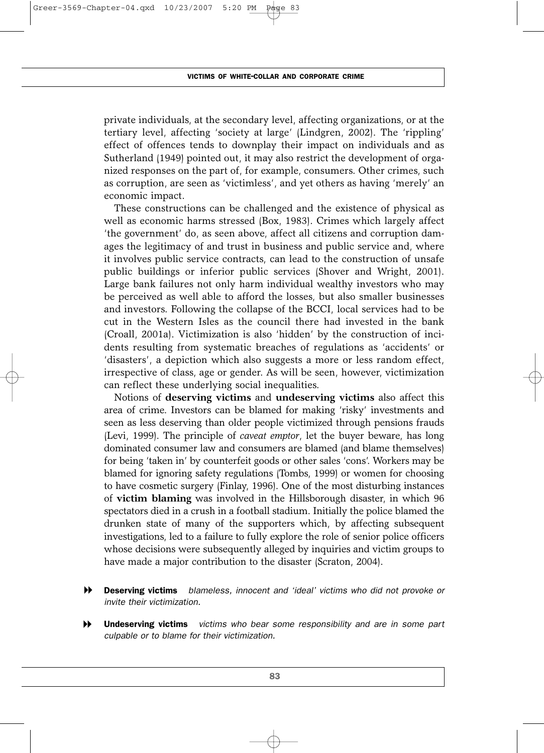private individuals, at the secondary level, affecting organizations, or at the tertiary level, affecting 'society at large' (Lindgren, 2002). The 'rippling' effect of offences tends to downplay their impact on individuals and as Sutherland (1949) pointed out, it may also restrict the development of organized responses on the part of, for example, consumers. Other crimes, such as corruption, are seen as 'victimless', and yet others as having 'merely' an economic impact.

These constructions can be challenged and the existence of physical as well as economic harms stressed (Box, 1983). Crimes which largely affect 'the government' do, as seen above, affect all citizens and corruption damages the legitimacy of and trust in business and public service and, where it involves public service contracts, can lead to the construction of unsafe public buildings or inferior public services (Shover and Wright, 2001). Large bank failures not only harm individual wealthy investors who may be perceived as well able to afford the losses, but also smaller businesses and investors. Following the collapse of the BCCI, local services had to be cut in the Western Isles as the council there had invested in the bank (Croall, 2001a). Victimization is also 'hidden' by the construction of incidents resulting from systematic breaches of regulations as 'accidents' or 'disasters', a depiction which also suggests a more or less random effect, irrespective of class, age or gender. As will be seen, however, victimization can reflect these underlying social inequalities.

Notions of **deserving victims** and **undeserving victims** also affect this area of crime. Investors can be blamed for making 'risky' investments and seen as less deserving than older people victimized through pensions frauds (Levi, 1999). The principle of *caveat emptor*, let the buyer beware, has long dominated consumer law and consumers are blamed (and blame themselves) for being 'taken in' by counterfeit goods or other sales 'cons'. Workers may be blamed for ignoring safety regulations (Tombs, 1999) or women for choosing to have cosmetic surgery (Finlay, 1996). One of the most disturbing instances of **victim blaming** was involved in the Hillsborough disaster, in which 96 spectators died in a crush in a football stadium. Initially the police blamed the drunken state of many of the supporters which, by affecting subsequent investigations, led to a failure to fully explore the role of senior police officers whose decisions were subsequently alleged by inquiries and victim groups to have made a major contribution to the disaster (Scraton, 2004).

**Deserving victims** *blameless, innocent and 'ideal' victims who did not provoke or invite their victimization.*

**Undeserving victims** *victims who bear some responsibility and are in some part culpable or to blame for their victimization.*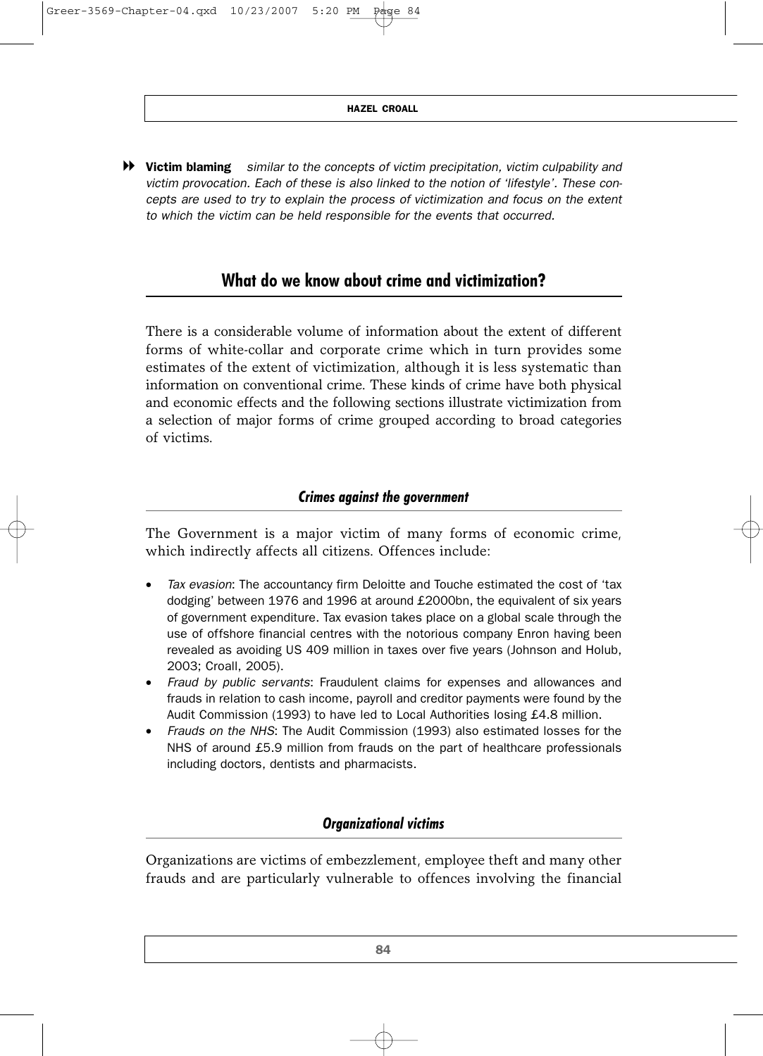**Victim blaming** *similar to the concepts of victim precipitation, victim culpability and victim provocation. Each of these is also linked to the notion of 'lifestyle'. These concepts are used to try to explain the process of victimization and focus on the extent to which the victim can be held responsible for the events that occurred.*

## What do we know about crime and victimization?

There is a considerable volume of information about the extent of different forms of white-collar and corporate crime which in turn provides some estimates of the extent of victimization, although it is less systematic than information on conventional crime. These kinds of crime have both physical and economic effects and the following sections illustrate victimization from a selection of major forms of crime grouped according to broad categories of victims.

### *Crimes against the government*

The Government is a major victim of many forms of economic crime, which indirectly affects all citizens. Offences include:

- *Tax evasion*: The accountancy firm Deloitte and Touche estimated the cost of 'tax dodging' between 1976 and 1996 at around £2000bn, the equivalent of six years of government expenditure. Tax evasion takes place on a global scale through the use of offshore financial centres with the notorious company Enron having been revealed as avoiding US 409 million in taxes over five years (Johnson and Holub, 2003; Croall, 2005).
- *Fraud by public servants*: Fraudulent claims for expenses and allowances and frauds in relation to cash income, payroll and creditor payments were found by the Audit Commission (1993) to have led to Local Authorities losing £4.8 million.
- *Frauds on the NHS*: The Audit Commission (1993) also estimated losses for the NHS of around £5.9 million from frauds on the part of healthcare professionals including doctors, dentists and pharmacists.

### *Organizational victims*

Organizations are victims of embezzlement, employee theft and many other frauds and are particularly vulnerable to offences involving the financial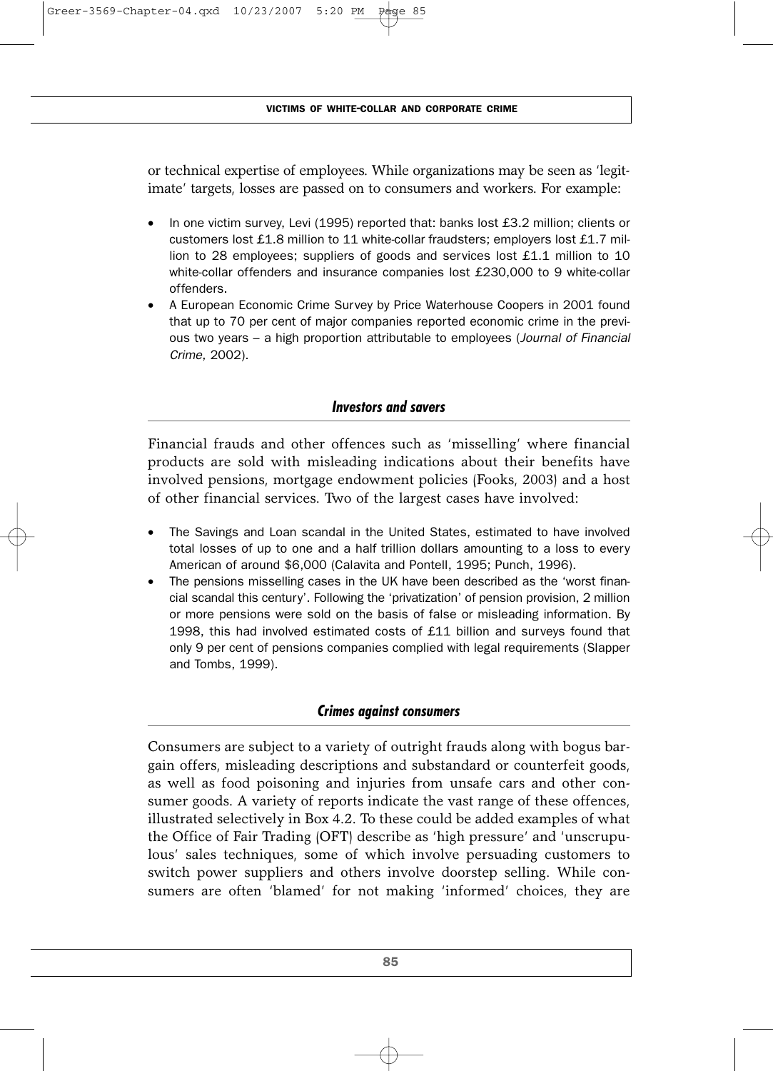or technical expertise of employees. While organizations may be seen as 'legitimate' targets, losses are passed on to consumers and workers. For example:

- In one victim survey, Levi (1995) reported that: banks lost £3.2 million; clients or customers lost £1.8 million to 11 white-collar fraudsters; employers lost £1.7 million to 28 employees; suppliers of goods and services lost £1.1 million to 10 white-collar offenders and insurance companies lost £230,000 to 9 white-collar offenders.
- A European Economic Crime Survey by Price Waterhouse Coopers in 2001 found that up to 70 per cent of major companies reported economic crime in the previous two years – a high proportion attributable to employees (*Journal of Financial Crime*, 2002).

### *Investors and savers*

Financial frauds and other offences such as 'misselling' where financial products are sold with misleading indications about their benefits have involved pensions, mortgage endowment policies (Fooks, 2003) and a host of other financial services. Two of the largest cases have involved:

- The Savings and Loan scandal in the United States, estimated to have involved total losses of up to one and a half trillion dollars amounting to a loss to every American of around $6,000 (Calavita and Pontell, 1995; Punch, 1996).
- The pensions misselling cases in the UK have been described as the 'worst financial scandal this century'. Following the 'privatization' of pension provision, 2 million or more pensions were sold on the basis of false or misleading information. By 1998, this had involved estimated costs of £11 billion and surveys found that only 9 per cent of pensions companies complied with legal requirements (Slapper and Tombs, 1999).

### *Crimes against consumers*

Consumers are subject to a variety of outright frauds along with bogus bargain offers, misleading descriptions and substandard or counterfeit goods, as well as food poisoning and injuries from unsafe cars and other consumer goods. A variety of reports indicate the vast range of these offences, illustrated selectively in Box 4.2. To these could be added examples of what the Office of Fair Trading (OFT) describe as 'high pressure' and 'unscrupulous' sales techniques, some of which involve persuading customers to switch power suppliers and others involve doorstep selling. While consumers are often 'blamed' for not making 'informed' choices, they are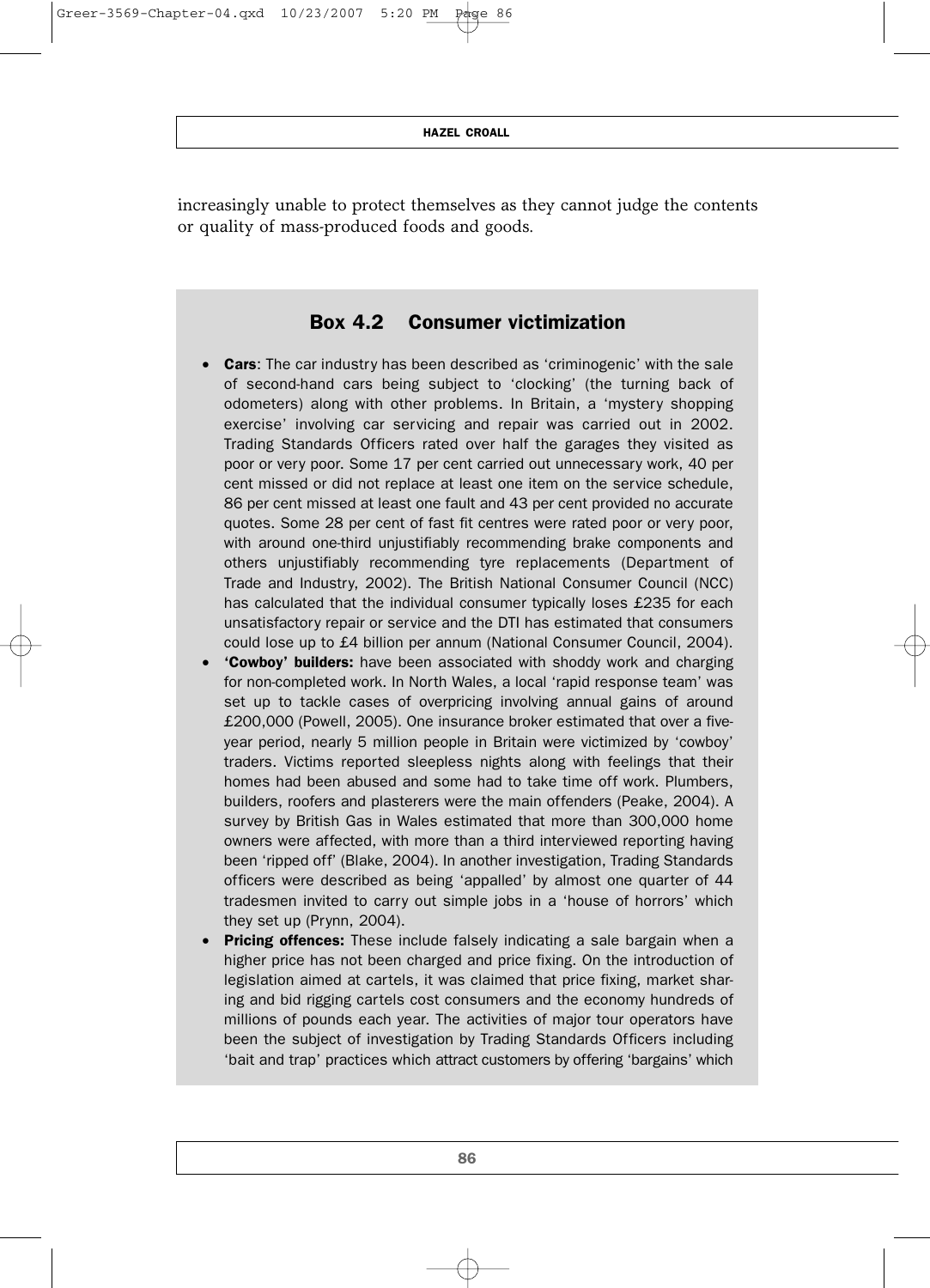increasingly unable to protect themselves as they cannot judge the contents or quality of mass-produced foods and goods.

### Box 4.2 Consumer victimization

- **Cars**: The car industry has been described as 'criminogenic' with the sale of second-hand cars being subject to 'clocking' (the turning back of odometers) along with other problems. In Britain, a 'mystery shopping exercise' involving car servicing and repair was carried out in 2002. Trading Standards Officers rated over half the garages they visited as poor or very poor. Some 17 per cent carried out unnecessary work, 40 per cent missed or did not replace at least one item on the service schedule, 86 per cent missed at least one fault and 43 per cent provided no accurate quotes. Some 28 per cent of fast fit centres were rated poor or very poor, with around one-third unjustifiably recommending brake components and others unjustifiably recommending tyre replacements (Department of Trade and Industry, 2002). The British National Consumer Council (NCC) has calculated that the individual consumer typically loses £235 for each unsatisfactory repair or service and the DTI has estimated that consumers could lose up to £4 billion per annum (National Consumer Council, 2004).
- **'Cowboy' builders:** have been associated with shoddy work and charging for non-completed work. In North Wales, a local 'rapid response team' was set up to tackle cases of overpricing involving annual gains of around £200,000 (Powell, 2005). One insurance broker estimated that over a five-year period, nearly 5 million people in Britain were victimized by 'cowboy' traders. Victims reported sleepless nights along with feelings that their homes had been abused and some had to take time off work. Plumbers, builders, roofers and plasterers were the main offenders (Peake, 2004). A survey by British Gas in Wales estimated that more than 300,000 home owners were affected, with more than a third interviewed reporting having been 'ripped off' (Blake, 2004). In another investigation, Trading Standards officers were described as being 'appalled' by almost one quarter of 44 tradesmen invited to carry out simple jobs in a 'house of horrors' which they set up (Prynn, 2004).
- **Pricing offences:** These include falsely indicating a sale bargain when a higher price has not been charged and price fixing. On the introduction of legislation aimed at cartels, it was claimed that price fixing, market sharing and bid rigging cartels cost consumers and the economy hundreds of millions of pounds each year. The activities of major tour operators have been the subject of investigation by Trading Standards Officers including 'bait and trap' practices which attract customers by offering 'bargains' which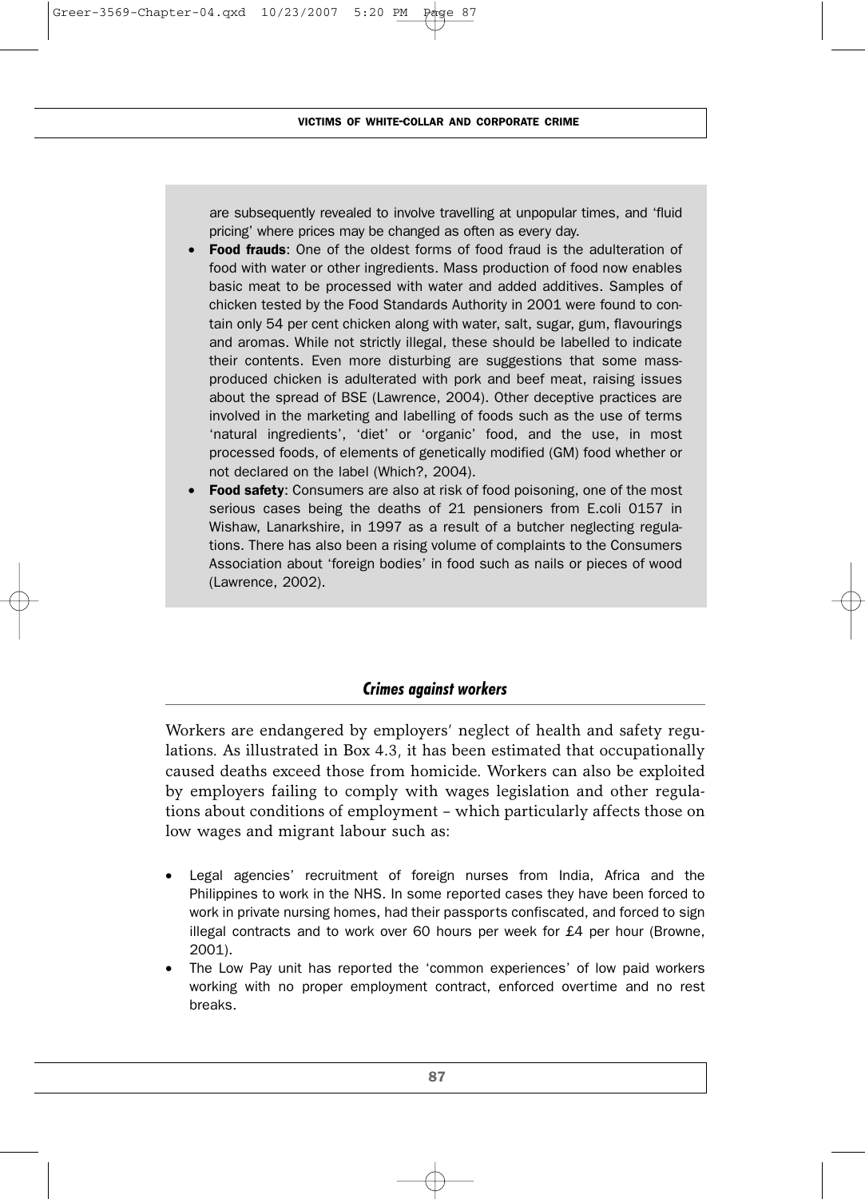are subsequently revealed to involve travelling at unpopular times, and 'fluid pricing' where prices may be changed as often as every day.

- **Food frauds**: One of the oldest forms of food fraud is the adulteration of food with water or other ingredients. Mass production of food now enables basic meat to be processed with water and added additives. Samples of chicken tested by the Food Standards Authority in 2001 were found to contain only 54 per cent chicken along with water, salt, sugar, gum, flavourings and aromas. While not strictly illegal, these should be labelled to indicate their contents. Even more disturbing are suggestions that some mass-produced chicken is adulterated with pork and beef meat, raising issues about the spread of BSE (Lawrence, 2004). Other deceptive practices are involved in the marketing and labelling of foods such as the use of terms 'natural ingredients', 'diet' or 'organic' food, and the use, in most processed foods, of elements of genetically modified (GM) food whether or not declared on the label (Which?, 2004).
- **Food safety**: Consumers are also at risk of food poisoning, one of the most serious cases being the deaths of 21 pensioners from E.coli 0157 in Wishaw, Lanarkshire, in 1997 as a result of a butcher neglecting regulations. There has also been a rising volume of complaints to the Consumers Association about 'foreign bodies' in food such as nails or pieces of wood (Lawrence, 2002).

## *Crimes against workers*

Workers are endangered by employers' neglect of health and safety regulations. As illustrated in Box 4.3, it has been estimated that occupationally caused deaths exceed those from homicide. Workers can also be exploited by employers failing to comply with wages legislation and other regulations about conditions of employment – which particularly affects those on low wages and migrant labour such as:

- Legal agencies' recruitment of foreign nurses from India, Africa and the Philippines to work in the NHS. In some reported cases they have been forced to work in private nursing homes, had their passports confiscated, and forced to sign illegal contracts and to work over 60 hours per week for £4 per hour (Browne, 2001).
- The Low Pay unit has reported the 'common experiences' of low paid workers working with no proper employment contract, enforced overtime and no rest breaks.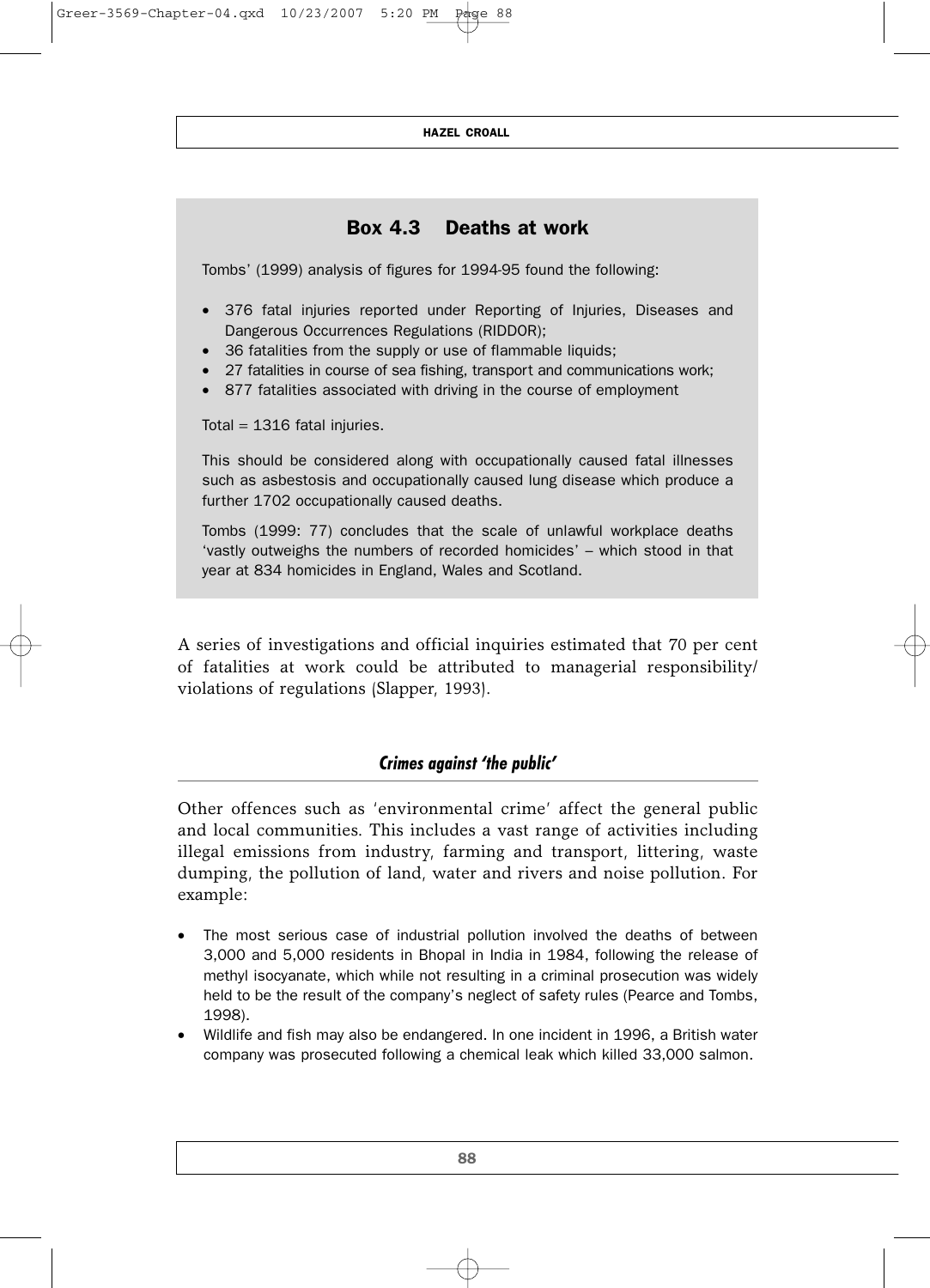### Box 4.3 Deaths at work

Tombs' (1999) analysis of figures for 1994-95 found the following:

- 376 fatal injuries reported under Reporting of Injuries, Diseases and Dangerous Occurrences Regulations (RIDDOR);
- 36 fatalities from the supply or use of flammable liquids;
- 27 fatalities in course of sea fishing, transport and communications work;
- 877 fatalities associated with driving in the course of employment

Total = 1316 fatal injuries.

This should be considered along with occupationally caused fatal illnesses such as asbestosis and occupationally caused lung disease which produce a further 1702 occupationally caused deaths.

Tombs (1999: 77) concludes that the scale of unlawful workplace deaths 'vastly outweighs the numbers of recorded homicides' – which stood in that year at 834 homicides in England, Wales and Scotland.

A series of investigations and official inquiries estimated that 70 per cent of fatalities at work could be attributed to managerial responsibility/violations of regulations (Slapper, 1993).

### *Crimes against 'the public'*

Other offences such as 'environmental crime' affect the general public and local communities. This includes a vast range of activities including illegal emissions from industry, farming and transport, littering, waste dumping, the pollution of land, water and rivers and noise pollution. For example:

- The most serious case of industrial pollution involved the deaths of between 3,000 and 5,000 residents in Bhopal in India in 1984, following the release of methyl isocyanate, which while not resulting in a criminal prosecution was widely held to be the result of the company's neglect of safety rules (Pearce and Tombs, 1998).
- Wildlife and fish may also be endangered. In one incident in 1996, a British water company was prosecuted following a chemical leak which killed 33,000 salmon.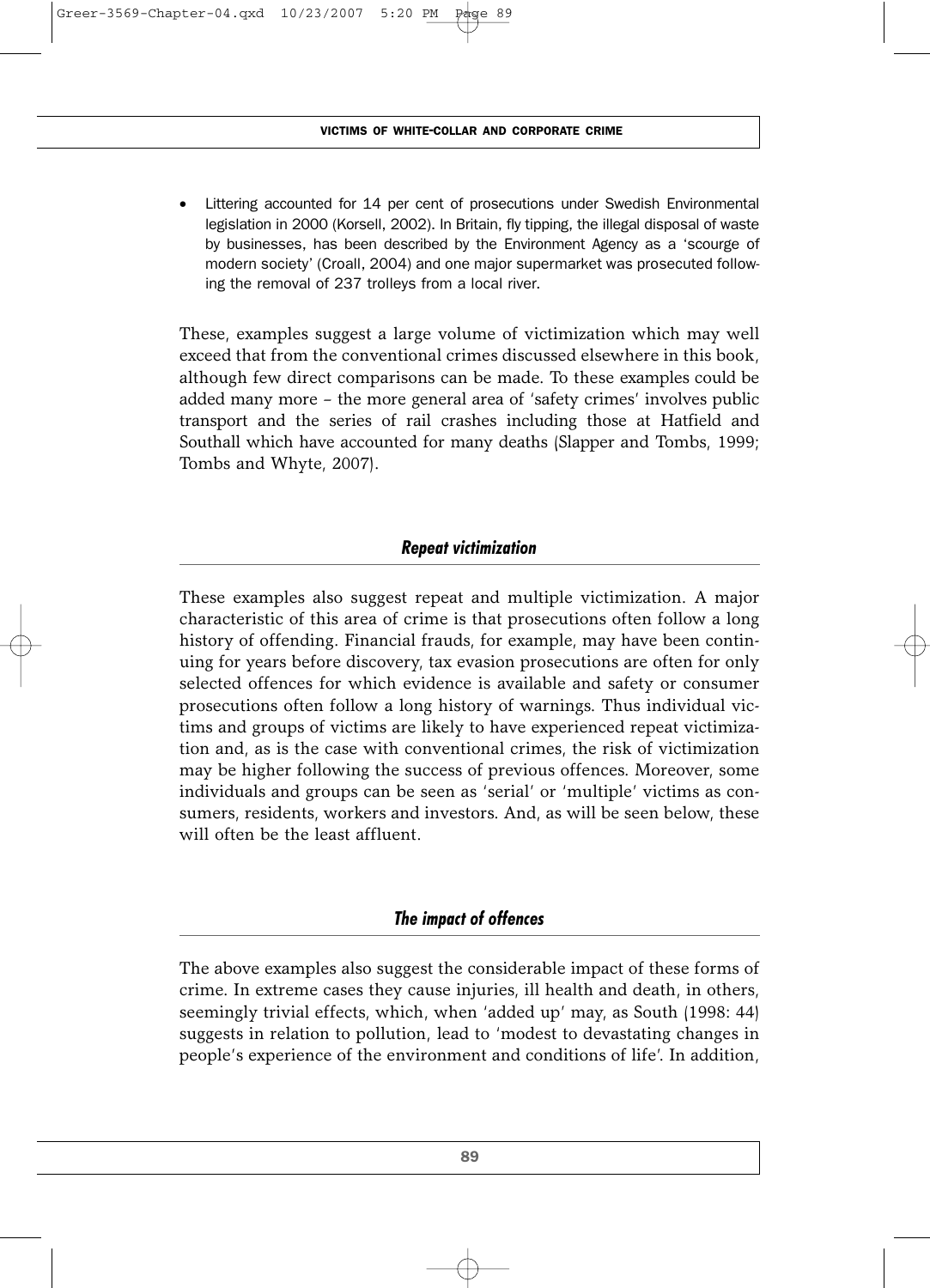- Littering accounted for 14 per cent of prosecutions under Swedish Environmental legislation in 2000 (Korsell, 2002). In Britain, fly tipping, the illegal disposal of waste by businesses, has been described by the Environment Agency as a 'scourge of modern society' (Croall, 2004) and one major supermarket was prosecuted following the removal of 237 trolleys from a local river.

These, examples suggest a large volume of victimization which may well exceed that from the conventional crimes discussed elsewhere in this book, although few direct comparisons can be made. To these examples could be added many more – the more general area of 'safety crimes' involves public transport and the series of rail crashes including those at Hatfield and Southall which have accounted for many deaths (Slapper and Tombs, 1999; Tombs and Whyte, 2007).

## *Repeat victimization*

These examples also suggest repeat and multiple victimization. A major characteristic of this area of crime is that prosecutions often follow a long history of offending. Financial frauds, for example, may have been continuing for years before discovery, tax evasion prosecutions are often for only selected offences for which evidence is available and safety or consumer prosecutions often follow a long history of warnings. Thus individual victims and groups of victims are likely to have experienced repeat victimization and, as is the case with conventional crimes, the risk of victimization may be higher following the success of previous offences. Moreover, some individuals and groups can be seen as 'serial' or 'multiple' victims as consumers, residents, workers and investors. And, as will be seen below, these will often be the least affluent.

## *The impact of offences*

The above examples also suggest the considerable impact of these forms of crime. In extreme cases they cause injuries, ill health and death, in others, seemingly trivial effects, which, when 'added up' may, as South (1998: 44) suggests in relation to pollution, lead to 'modest to devastating changes in people's experience of the environment and conditions of life'. In addition,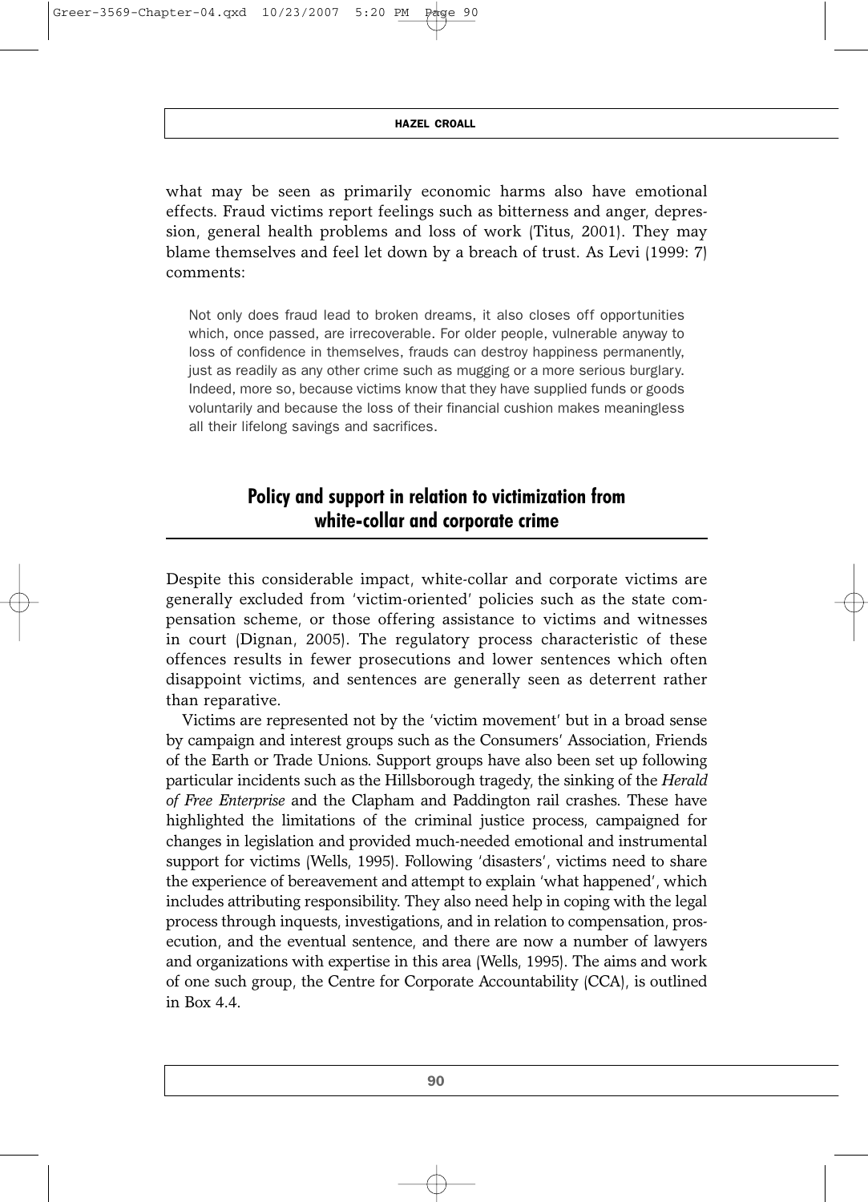what may be seen as primarily economic harms also have emotional effects. Fraud victims report feelings such as bitterness and anger, depression, general health problems and loss of work (Titus, 2001). They may blame themselves and feel let down by a breach of trust. As Levi (1999: 7) comments:

> Not only does fraud lead to broken dreams, it also closes off opportunities which, once passed, are irrecoverable. For older people, vulnerable anyway to loss of confidence in themselves, frauds can destroy happiness permanently, just as readily as any other crime such as mugging or a more serious burglary. Indeed, more so, because victims know that they have supplied funds or goods voluntarily and because the loss of their financial cushion makes meaningless all their lifelong savings and sacrifices.

## Policy and support in relation to victimization from white-collar and corporate crime

Despite this considerable impact, white-collar and corporate victims are generally excluded from 'victim-oriented' policies such as the state compensation scheme, or those offering assistance to victims and witnesses in court (Dignan, 2005). The regulatory process characteristic of these offences results in fewer prosecutions and lower sentences which often disappoint victims, and sentences are generally seen as deterrent rather than reparative.

Victims are represented not by the 'victim movement' but in a broad sense by campaign and interest groups such as the Consumers' Association, Friends of the Earth or Trade Unions. Support groups have also been set up following particular incidents such as the Hillsborough tragedy, the sinking of the *Herald of Free Enterprise* and the Clapham and Paddington rail crashes. These have highlighted the limitations of the criminal justice process, campaigned for changes in legislation and provided much-needed emotional and instrumental support for victims (Wells, 1995). Following 'disasters', victims need to share the experience of bereavement and attempt to explain 'what happened', which includes attributing responsibility. They also need help in coping with the legal process through inquests, investigations, and in relation to compensation, prosecution, and the eventual sentence, and there are now a number of lawyers and organizations with expertise in this area (Wells, 1995). The aims and work of one such group, the Centre for Corporate Accountability (CCA), is outlined in Box 4.4.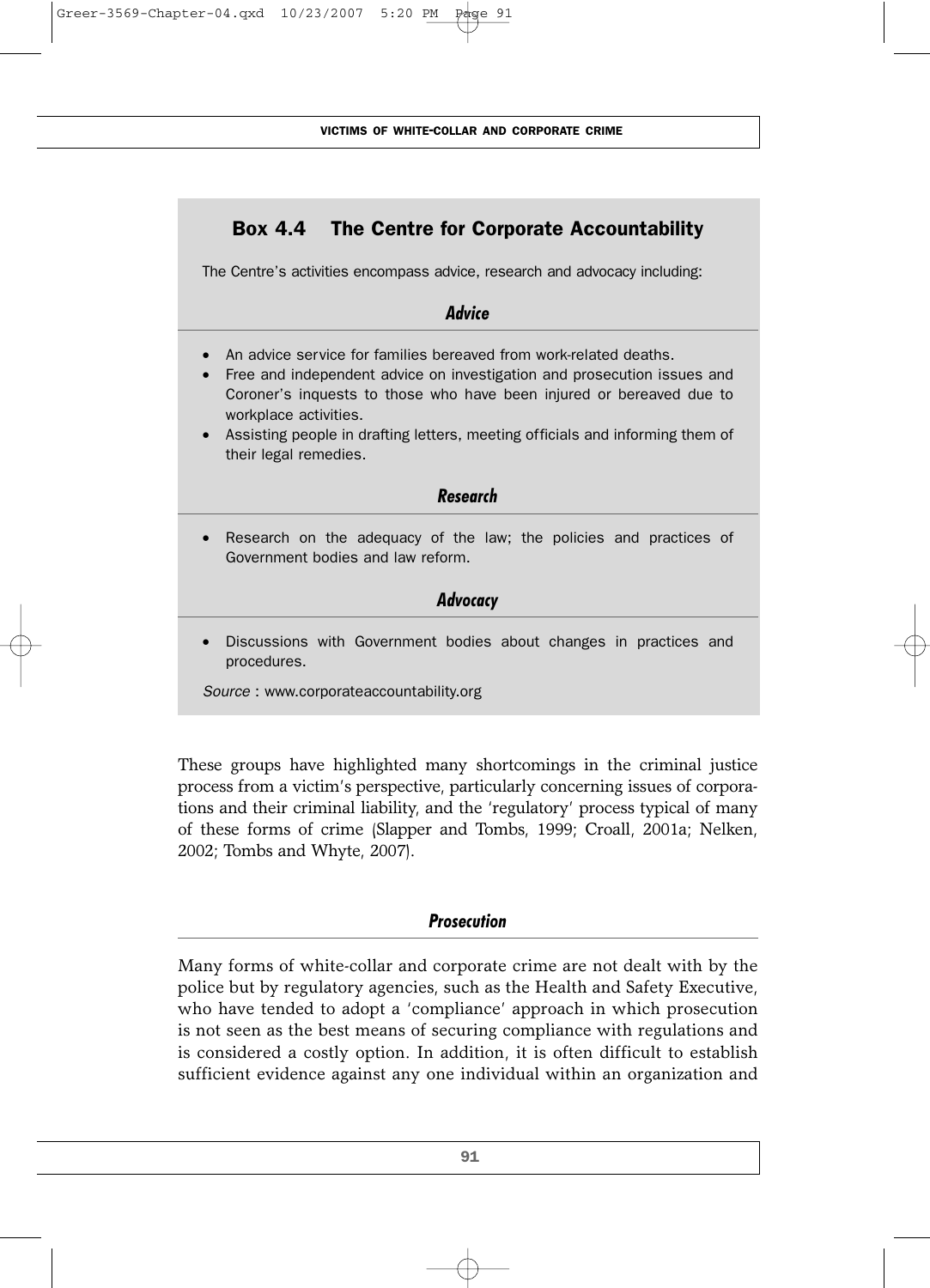## Box 4.4 The Centre for Corporate Accountability

The Centre's activities encompass advice, research and advocacy including:

### *Advice*

- An advice service for families bereaved from work-related deaths.
- Free and independent advice on investigation and prosecution issues and Coroner's inquests to those who have been injured or bereaved due to workplace activities.
- Assisting people in drafting letters, meeting officials and informing them of their legal remedies.

### *Research*

- Research on the adequacy of the law; the policies and practices of Government bodies and law reform.

### *Advocacy*

- Discussions with Government bodies about changes in practices and procedures.

*Source* : www.corporateaccountability.org

These groups have highlighted many shortcomings in the criminal justice process from a victim's perspective, particularly concerning issues of corporations and their criminal liability, and the 'regulatory' process typical of many of these forms of crime (Slapper and Tombs, 1999; Croall, 2001a; Nelken, 2002; Tombs and Whyte, 2007).

### *Prosecution*

Many forms of white-collar and corporate crime are not dealt with by the police but by regulatory agencies, such as the Health and Safety Executive, who have tended to adopt a 'compliance' approach in which prosecution is not seen as the best means of securing compliance with regulations and is considered a costly option. In addition, it is often difficult to establish sufficient evidence against any one individual within an organization and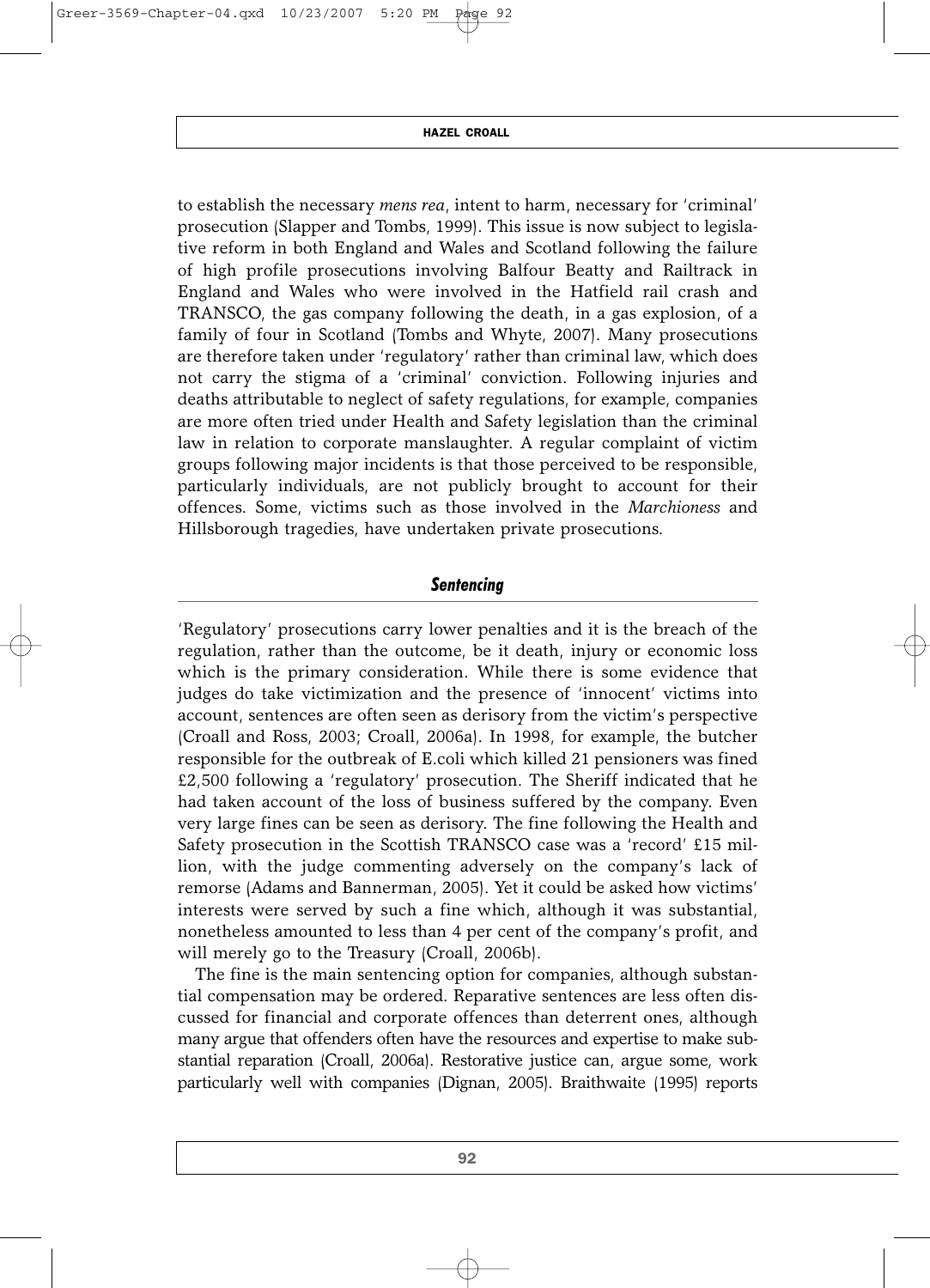to establish the necessary *mens rea*, intent to harm, necessary for 'criminal' prosecution (Slapper and Tombs, 1999). This issue is now subject to legislative reform in both England and Wales and Scotland following the failure of high profile prosecutions involving Balfour Beatty and Railtrack in England and Wales who were involved in the Hatfield rail crash and TRANSCO, the gas company following the death, in a gas explosion, of a family of four in Scotland (Tombs and Whyte, 2007). Many prosecutions are therefore taken under 'regulatory' rather than criminal law, which does not carry the stigma of a 'criminal' conviction. Following injuries and deaths attributable to neglect of safety regulations, for example, companies are more often tried under Health and Safety legislation than the criminal law in relation to corporate manslaughter. A regular complaint of victim groups following major incidents is that those perceived to be responsible, particularly individuals, are not publicly brought to account for their offences. Some, victims such as those involved in the *Marchioness* and Hillsborough tragedies, have undertaken private prosecutions.

## Sentencing

'Regulatory' prosecutions carry lower penalties and it is the breach of the regulation, rather than the outcome, be it death, injury or economic loss which is the primary consideration. While there is some evidence that judges do take victimization and the presence of 'innocent' victims into account, sentences are often seen as derisory from the victim's perspective (Croall and Ross, 2003; Croall, 2006a). In 1998, for example, the butcher responsible for the outbreak of E.coli which killed 21 pensioners was fined £2,500 following a 'regulatory' prosecution. The Sheriff indicated that he had taken account of the loss of business suffered by the company. Even very large fines can be seen as derisory. The fine following the Health and Safety prosecution in the Scottish TRANSCO case was a 'record' £15 million, with the judge commenting adversely on the company's lack of remorse (Adams and Bannerman, 2005). Yet it could be asked how victims' interests were served by such a fine which, although it was substantial, nonetheless amounted to less than 4 per cent of the company's profit, and will merely go to the Treasury (Croall, 2006b).

The fine is the main sentencing option for companies, although substantial compensation may be ordered. Reparative sentences are less often discussed for financial and corporate offences than deterrent ones, although many argue that offenders often have the resources and expertise to make substantial reparation (Croall, 2006a). Restorative justice can, argue some, work particularly well with companies (Dignan, 2005). Braithwaite (1995) reports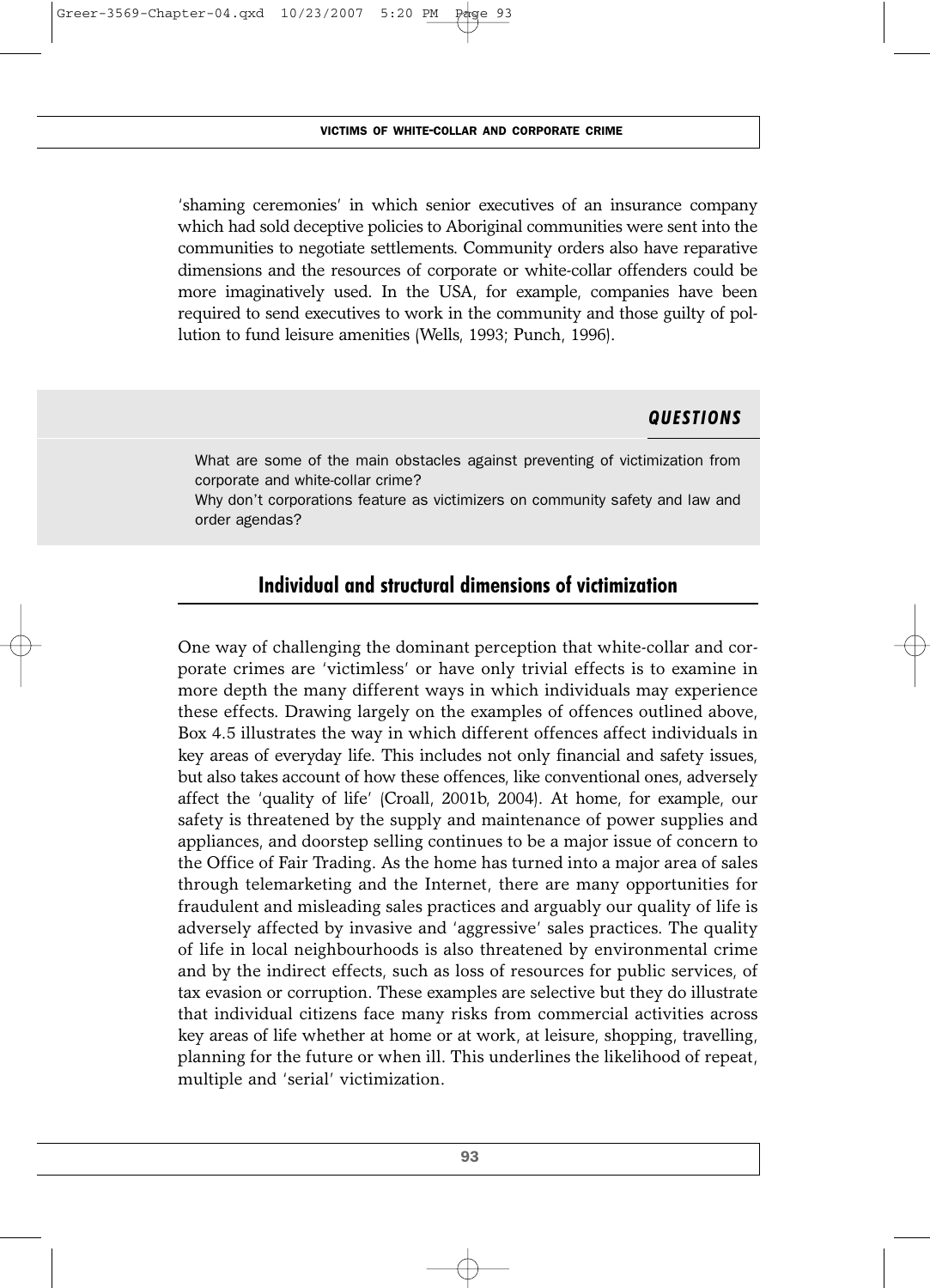'shaming ceremonies' in which senior executives of an insurance company which had sold deceptive policies to Aboriginal communities were sent into the communities to negotiate settlements. Community orders also have reparative dimensions and the resources of corporate or white-collar offenders could be more imaginatively used. In the USA, for example, companies have been required to send executives to work in the community and those guilty of pollution to fund leisure amenities (Wells, 1993; Punch, 1996).

### *QUESTIONS*

What are some of the main obstacles against preventing of victimization from corporate and white-collar crime?
Why don't corporations feature as victimizers on community safety and law and order agendas?

## Individual and structural dimensions of victimization

One way of challenging the dominant perception that white-collar and corporate crimes are 'victimless' or have only trivial effects is to examine in more depth the many different ways in which individuals may experience these effects. Drawing largely on the examples of offences outlined above, Box 4.5 illustrates the way in which different offences affect individuals in key areas of everyday life. This includes not only financial and safety issues, but also takes account of how these offences, like conventional ones, adversely affect the 'quality of life' (Croall, 2001b, 2004). At home, for example, our safety is threatened by the supply and maintenance of power supplies and appliances, and doorstep selling continues to be a major issue of concern to the Office of Fair Trading. As the home has turned into a major area of sales through telemarketing and the Internet, there are many opportunities for fraudulent and misleading sales practices and arguably our quality of life is adversely affected by invasive and 'aggressive' sales practices. The quality of life in local neighbourhoods is also threatened by environmental crime and by the indirect effects, such as loss of resources for public services, of tax evasion or corruption. These examples are selective but they do illustrate that individual citizens face many risks from commercial activities across key areas of life whether at home or at work, at leisure, shopping, travelling, planning for the future or when ill. This underlines the likelihood of repeat, multiple and 'serial' victimization.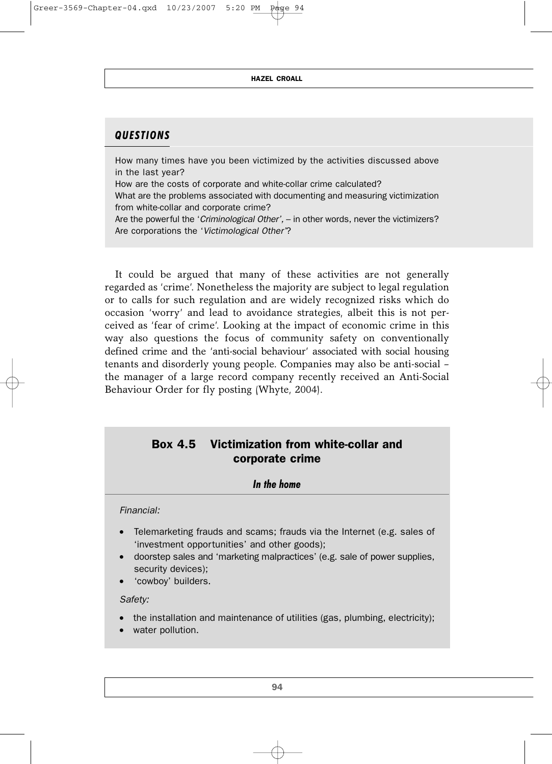## QUESTIONS

How many times have you been victimized by the activities discussed above in the last year?
How are the costs of corporate and white-collar crime calculated?
What are the problems associated with documenting and measuring victimization from white-collar and corporate crime?
Are the powerful the '*Criminological Other'*, – in other words, never the victimizers?
Are corporations the '*Victimological Other'*?

It could be argued that many of these activities are not generally regarded as 'crime'. Nonetheless the majority are subject to legal regulation or to calls for such regulation and are widely recognized risks which do occasion 'worry' and lead to avoidance strategies, albeit this is not perceived as 'fear of crime'. Looking at the impact of economic crime in this way also questions the focus of community safety on conventionally defined crime and the 'anti-social behaviour' associated with social housing tenants and disorderly young people. Companies may also be anti-social – the manager of a large record company recently received an Anti-Social Behaviour Order for fly posting (Whyte, 2004).

### Box 4.5 Victimization from white-collar and corporate crime

#### *In the home*

*Financial:*

- Telemarketing frauds and scams; frauds via the Internet (e.g. sales of 'investment opportunities' and other goods);
- doorstep sales and 'marketing malpractices' (e.g. sale of power supplies, security devices);
- 'cowboy' builders.

*Safety:*

- the installation and maintenance of utilities (gas, plumbing, electricity);
- water pollution.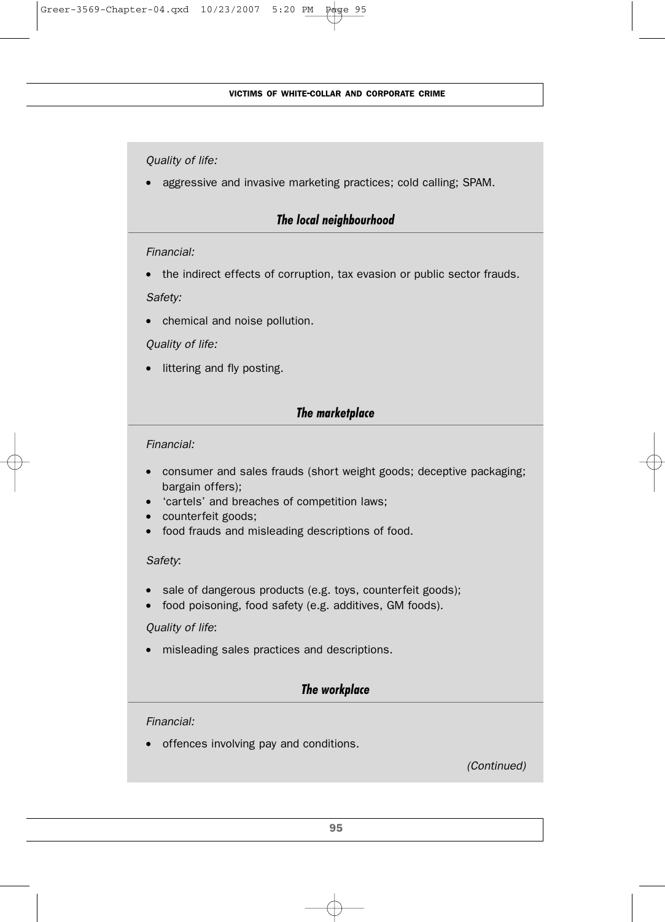*Quality of life:*

- aggressive and invasive marketing practices; cold calling; SPAM.

### *The local neighbourhood*

*Financial:*

- the indirect effects of corruption, tax evasion or public sector frauds.

*Safety:*

- chemical and noise pollution.

*Quality of life:*

- littering and fly posting.

### *The marketplace*

*Financial:*

- consumer and sales frauds (short weight goods; deceptive packaging; bargain offers);
- 'cartels' and breaches of competition laws;
- counterfeit goods;
- food frauds and misleading descriptions of food.

*Safety*:

- sale of dangerous products (e.g. toys, counterfeit goods);
- food poisoning, food safety (e.g. additives, GM foods).

*Quality of life*:

- misleading sales practices and descriptions.

### *The workplace*

*Financial:*

- offences involving pay and conditions.

*(Continued)*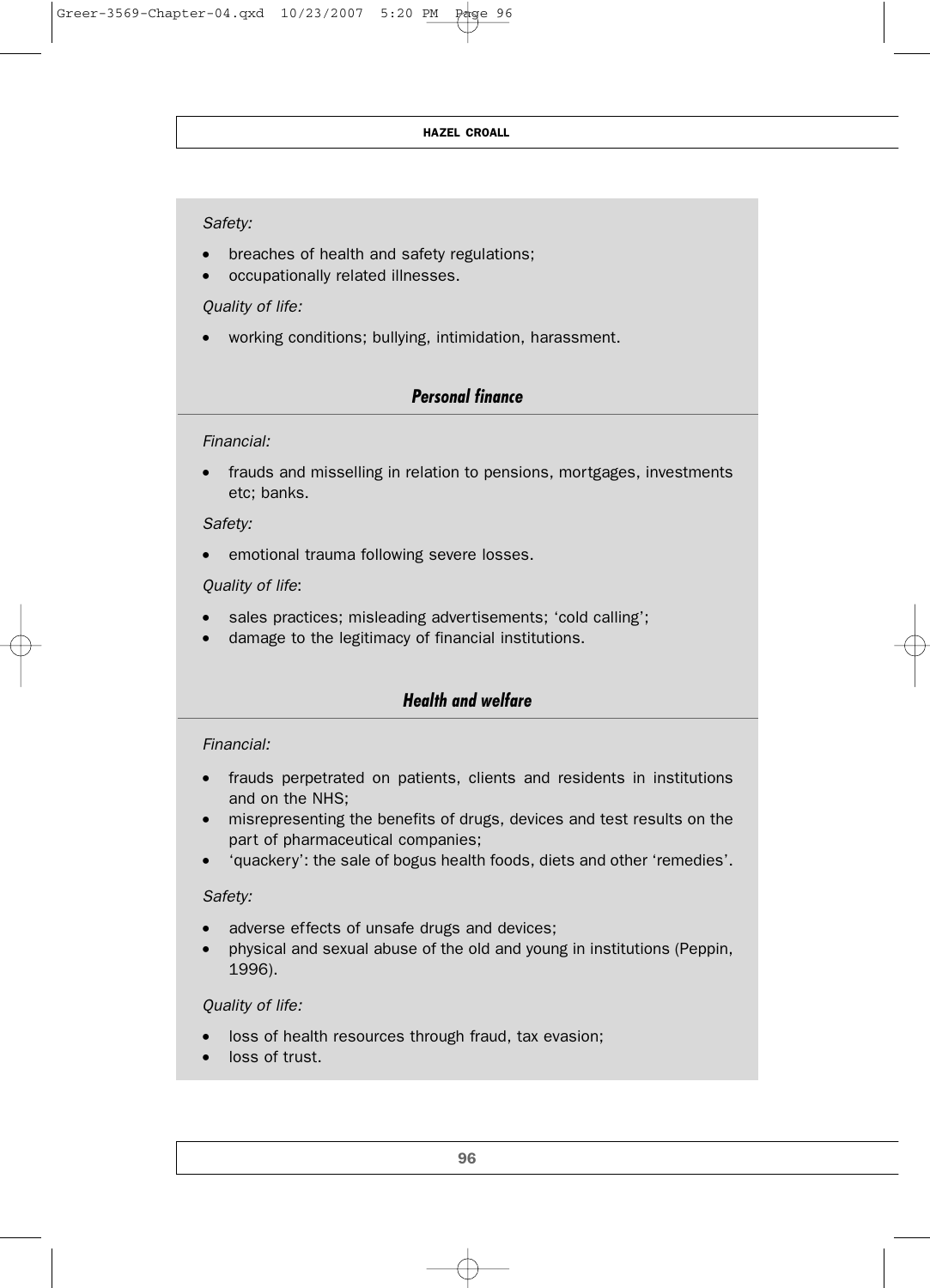*Safety:*

- breaches of health and safety regulations;
- occupationally related illnesses.

*Quality of life:*

- working conditions; bullying, intimidation, harassment.

### *Personal finance*

*Financial:*

- frauds and misselling in relation to pensions, mortgages, investments etc; banks.

*Safety:*

- emotional trauma following severe losses.

*Quality of life*:

- sales practices; misleading advertisements; 'cold calling';
- damage to the legitimacy of financial institutions.

### *Health and welfare*

*Financial:*

- frauds perpetrated on patients, clients and residents in institutions and on the NHS;
- misrepresenting the benefits of drugs, devices and test results on the part of pharmaceutical companies;
- 'quackery': the sale of bogus health foods, diets and other 'remedies'.

*Safety:*

- adverse effects of unsafe drugs and devices;
- physical and sexual abuse of the old and young in institutions (Peppin, 1996).

*Quality of life:*

- loss of health resources through fraud, tax evasion;
- loss of trust.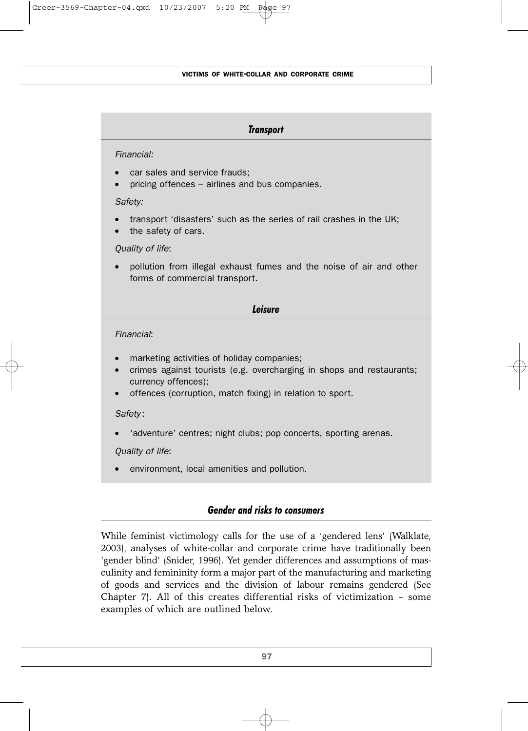### *Transport*

*Financial:*

- car sales and service frauds;
- pricing offences – airlines and bus companies.

*Safety:*

- transport 'disasters' such as the series of rail crashes in the UK;
- the safety of cars.

*Quality of life*:

- pollution from illegal exhaust fumes and the noise of air and other forms of commercial transport.

### *Leisure*

*Financial*:

- marketing activities of holiday companies;
- crimes against tourists (e.g. overcharging in shops and restaurants; currency offences);
- offences (corruption, match fixing) in relation to sport.

*Safety*:

- 'adventure' centres; night clubs; pop concerts, sporting arenas.

*Quality of life*:

- environment, local amenities and pollution.

## *Gender and risks to consumers*

While feminist victimology calls for the use of a 'gendered lens' (Walklate, 2003), analyses of white-collar and corporate crime have traditionally been 'gender blind' (Snider, 1996). Yet gender differences and assumptions of masculinity and femininity form a major part of the manufacturing and marketing of goods and services and the division of labour remains gendered (See Chapter 7). All of this creates differential risks of victimization – some examples of which are outlined below.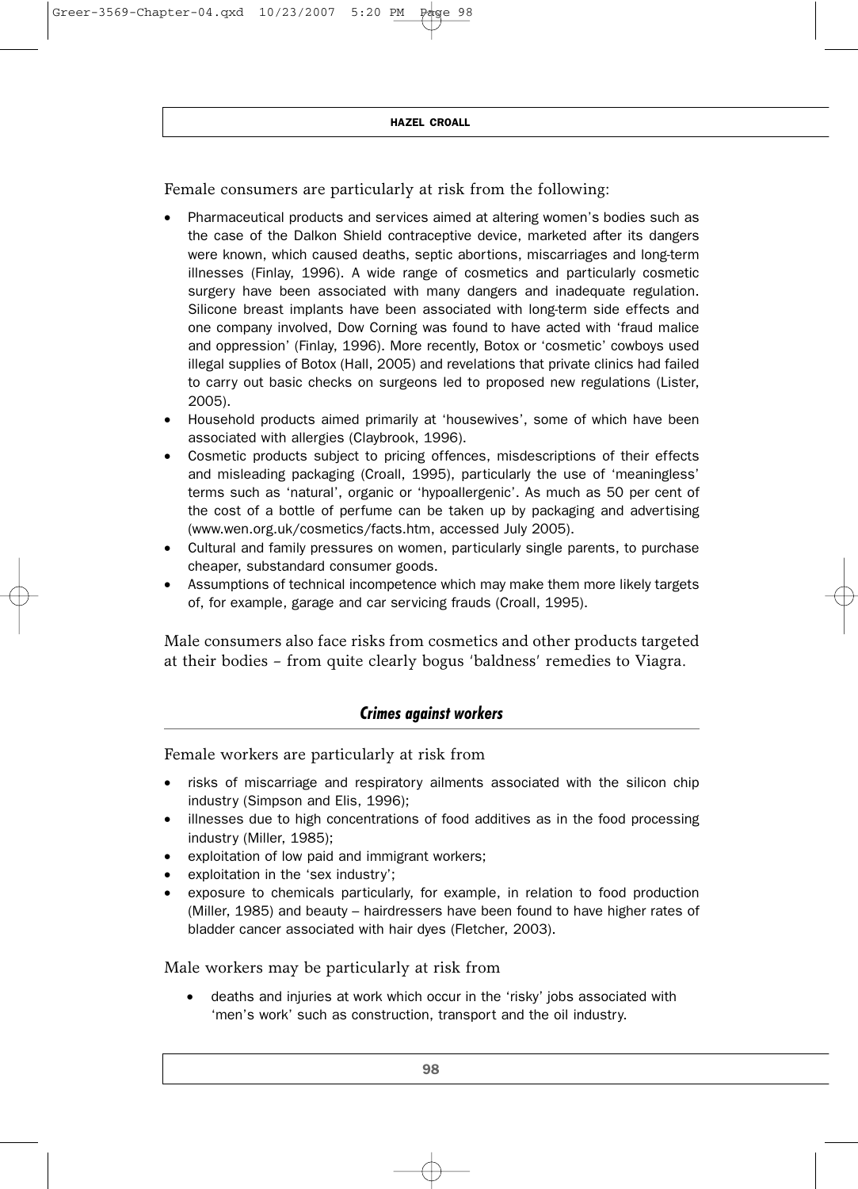Female consumers are particularly at risk from the following:

- Pharmaceutical products and services aimed at altering women's bodies such as the case of the Dalkon Shield contraceptive device, marketed after its dangers were known, which caused deaths, septic abortions, miscarriages and long-term illnesses (Finlay, 1996). A wide range of cosmetics and particularly cosmetic surgery have been associated with many dangers and inadequate regulation. Silicone breast implants have been associated with long-term side effects and one company involved, Dow Corning was found to have acted with 'fraud malice and oppression' (Finlay, 1996). More recently, Botox or 'cosmetic' cowboys used illegal supplies of Botox (Hall, 2005) and revelations that private clinics had failed to carry out basic checks on surgeons led to proposed new regulations (Lister, 2005).
- Household products aimed primarily at 'housewives', some of which have been associated with allergies (Claybrook, 1996).
- Cosmetic products subject to pricing offences, misdescriptions of their effects and misleading packaging (Croall, 1995), particularly the use of 'meaningless' terms such as 'natural', organic or 'hypoallergenic'. As much as 50 per cent of the cost of a bottle of perfume can be taken up by packaging and advertising (www.wen.org.uk/cosmetics/facts.htm, accessed July 2005).
- Cultural and family pressures on women, particularly single parents, to purchase cheaper, substandard consumer goods.
- Assumptions of technical incompetence which may make them more likely targets of, for example, garage and car servicing frauds (Croall, 1995).

Male consumers also face risks from cosmetics and other products targeted at their bodies – from quite clearly bogus 'baldness' remedies to Viagra.

### *Crimes against workers*

Female workers are particularly at risk from

- risks of miscarriage and respiratory ailments associated with the silicon chip industry (Simpson and Elis, 1996);
- illnesses due to high concentrations of food additives as in the food processing industry (Miller, 1985);
- exploitation of low paid and immigrant workers;
- exploitation in the 'sex industry';
- exposure to chemicals particularly, for example, in relation to food production (Miller, 1985) and beauty – hairdressers have been found to have higher rates of bladder cancer associated with hair dyes (Fletcher, 2003).

Male workers may be particularly at risk from

- deaths and injuries at work which occur in the 'risky' jobs associated with 'men's work' such as construction, transport and the oil industry.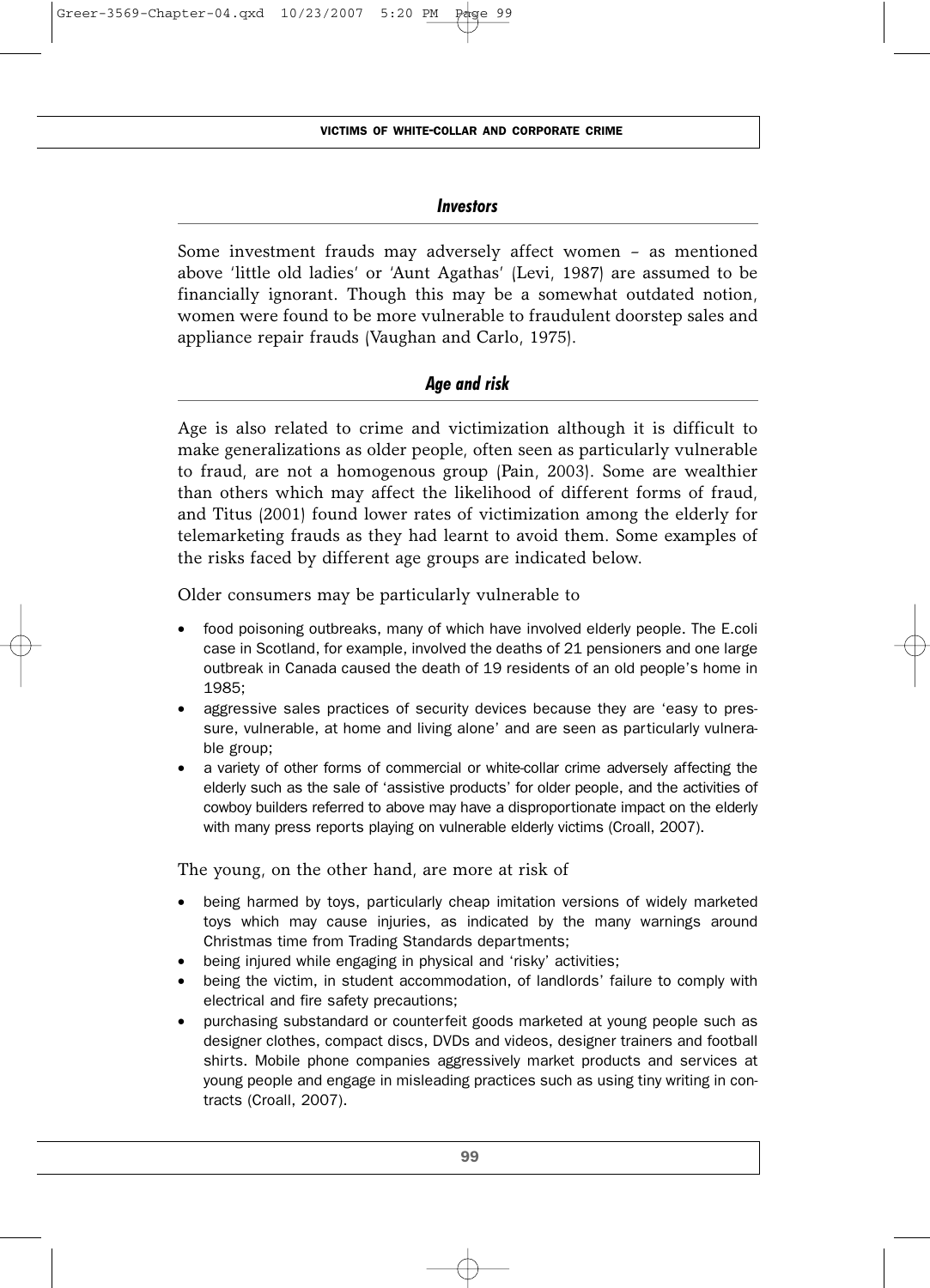### *Investors*

Some investment frauds may adversely affect women – as mentioned above 'little old ladies' or 'Aunt Agathas' (Levi, 1987) are assumed to be financially ignorant. Though this may be a somewhat outdated notion, women were found to be more vulnerable to fraudulent doorstep sales and appliance repair frauds (Vaughan and Carlo, 1975).

### *Age and risk*

Age is also related to crime and victimization although it is difficult to make generalizations as older people, often seen as particularly vulnerable to fraud, are not a homogenous group (Pain, 2003). Some are wealthier than others which may affect the likelihood of different forms of fraud, and Titus (2001) found lower rates of victimization among the elderly for telemarketing frauds as they had learnt to avoid them. Some examples of the risks faced by different age groups are indicated below.

Older consumers may be particularly vulnerable to

- food poisoning outbreaks, many of which have involved elderly people. The E.coli case in Scotland, for example, involved the deaths of 21 pensioners and one large outbreak in Canada caused the death of 19 residents of an old people's home in 1985;
- aggressive sales practices of security devices because they are 'easy to pressure, vulnerable, at home and living alone' and are seen as particularly vulnerable group;
- a variety of other forms of commercial or white-collar crime adversely affecting the elderly such as the sale of 'assistive products' for older people, and the activities of cowboy builders referred to above may have a disproportionate impact on the elderly with many press reports playing on vulnerable elderly victims (Croall, 2007).

The young, on the other hand, are more at risk of

- being harmed by toys, particularly cheap imitation versions of widely marketed toys which may cause injuries, as indicated by the many warnings around Christmas time from Trading Standards departments;
- being injured while engaging in physical and 'risky' activities;
- being the victim, in student accommodation, of landlords' failure to comply with electrical and fire safety precautions;
- purchasing substandard or counterfeit goods marketed at young people such as designer clothes, compact discs, DVDs and videos, designer trainers and football shirts. Mobile phone companies aggressively market products and services at young people and engage in misleading practices such as using tiny writing in contracts (Croall, 2007).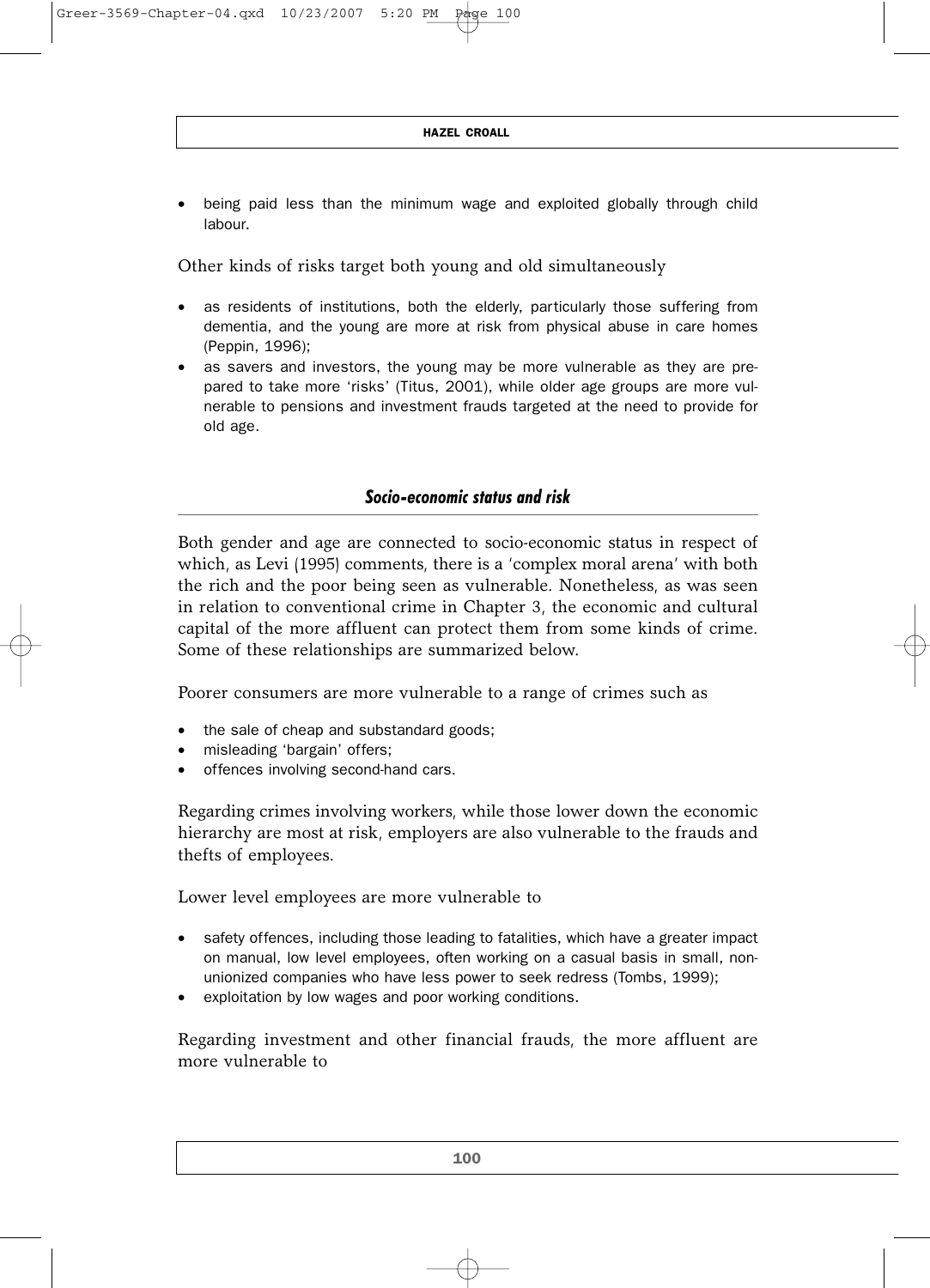- being paid less than the minimum wage and exploited globally through child labour.

Other kinds of risks target both young and old simultaneously

- as residents of institutions, both the elderly, particularly those suffering from dementia, and the young are more at risk from physical abuse in care homes (Peppin, 1996);
- as savers and investors, the young may be more vulnerable as they are prepared to take more 'risks' (Titus, 2001), while older age groups are more vulnerable to pensions and investment frauds targeted at the need to provide for old age.

### *Socio-economic status and risk*

Both gender and age are connected to socio-economic status in respect of which, as Levi (1995) comments, there is a 'complex moral arena' with both the rich and the poor being seen as vulnerable. Nonetheless, as was seen in relation to conventional crime in Chapter 3, the economic and cultural capital of the more affluent can protect them from some kinds of crime. Some of these relationships are summarized below.

Poorer consumers are more vulnerable to a range of crimes such as

- the sale of cheap and substandard goods;
- misleading 'bargain' offers;
- offences involving second-hand cars.

Regarding crimes involving workers, while those lower down the economic hierarchy are most at risk, employers are also vulnerable to the frauds and thefts of employees.

Lower level employees are more vulnerable to

- safety offences, including those leading to fatalities, which have a greater impact on manual, low level employees, often working on a casual basis in small, non-unionized companies who have less power to seek redress (Tombs, 1999);
- exploitation by low wages and poor working conditions.

Regarding investment and other financial frauds, the more affluent are more vulnerable to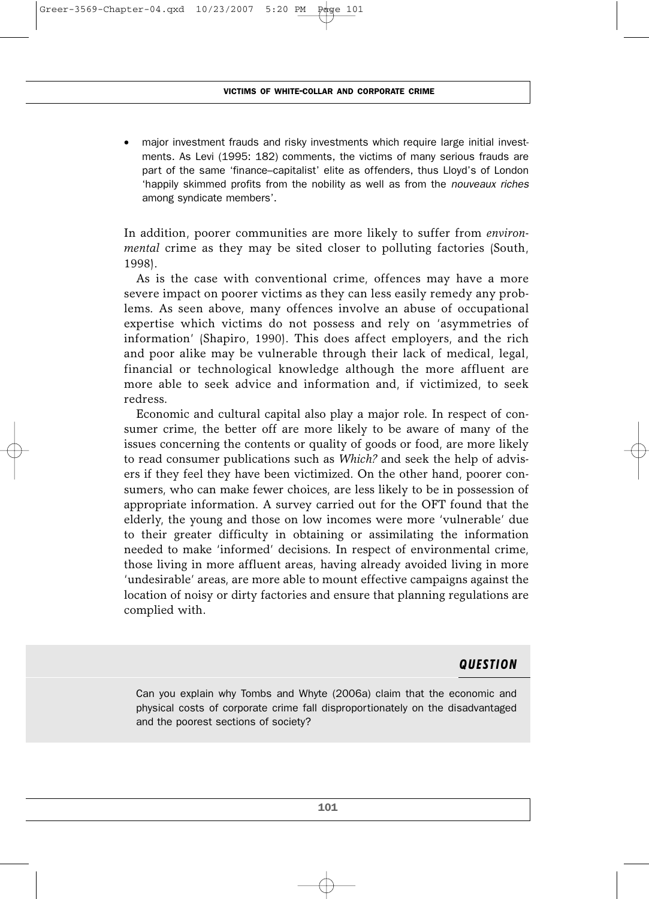- major investment frauds and risky investments which require large initial investments. As Levi (1995: 182) comments, the victims of many serious frauds are part of the same 'finance–capitalist' elite as offenders, thus Lloyd's of London 'happily skimmed profits from the nobility as well as from the *nouveaux riches* among syndicate members'.

In addition, poorer communities are more likely to suffer from *environmental* crime as they may be sited closer to polluting factories (South, 1998).

As is the case with conventional crime, offences may have a more severe impact on poorer victims as they can less easily remedy any problems. As seen above, many offences involve an abuse of occupational expertise which victims do not possess and rely on 'asymmetries of information' (Shapiro, 1990). This does affect employers, and the rich and poor alike may be vulnerable through their lack of medical, legal, financial or technological knowledge although the more affluent are more able to seek advice and information and, if victimized, to seek redress.

Economic and cultural capital also play a major role. In respect of consumer crime, the better off are more likely to be aware of many of the issues concerning the contents or quality of goods or food, are more likely to read consumer publications such as *Which?* and seek the help of advisers if they feel they have been victimized. On the other hand, poorer consumers, who can make fewer choices, are less likely to be in possession of appropriate information. A survey carried out for the OFT found that the elderly, the young and those on low incomes were more 'vulnerable' due to their greater difficulty in obtaining or assimilating the information needed to make 'informed' decisions. In respect of environmental crime, those living in more affluent areas, having already avoided living in more 'undesirable' areas, are more able to mount effective campaigns against the location of noisy or dirty factories and ensure that planning regulations are complied with.

### QUESTION

Can you explain why Tombs and Whyte (2006a) claim that the economic and physical costs of corporate crime fall disproportionately on the disadvantaged and the poorest sections of society?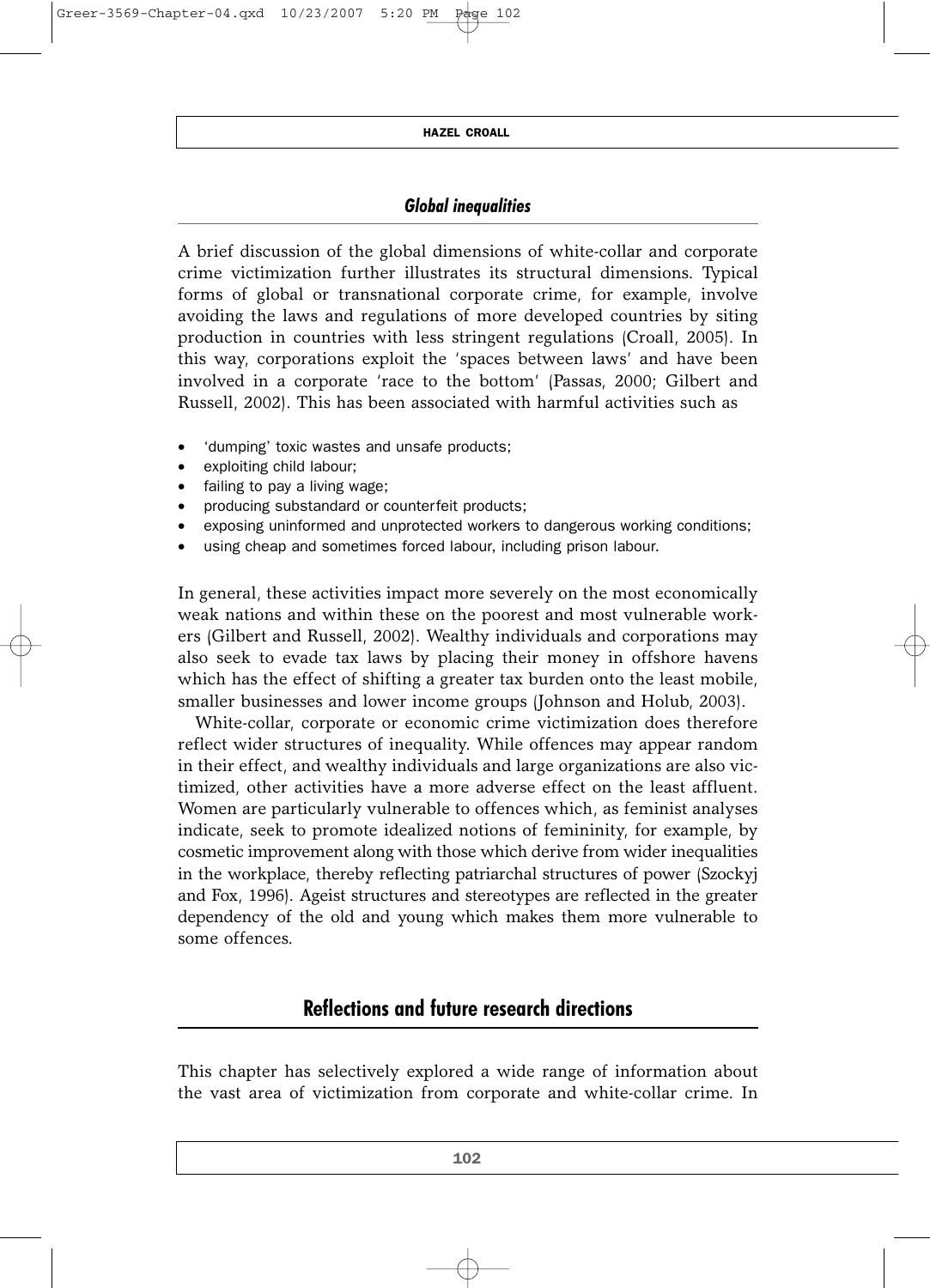### *Global inequalities*

A brief discussion of the global dimensions of white-collar and corporate crime victimization further illustrates its structural dimensions. Typical forms of global or transnational corporate crime, for example, involve avoiding the laws and regulations of more developed countries by siting production in countries with less stringent regulations (Croall, 2005). In this way, corporations exploit the 'spaces between laws' and have been involved in a corporate 'race to the bottom' (Passas, 2000; Gilbert and Russell, 2002). This has been associated with harmful activities such as

- 'dumping' toxic wastes and unsafe products;
- exploiting child labour;
- failing to pay a living wage;
- producing substandard or counterfeit products;
- exposing uninformed and unprotected workers to dangerous working conditions;
- using cheap and sometimes forced labour, including prison labour.

In general, these activities impact more severely on the most economically weak nations and within these on the poorest and most vulnerable workers (Gilbert and Russell, 2002). Wealthy individuals and corporations may also seek to evade tax laws by placing their money in offshore havens which has the effect of shifting a greater tax burden onto the least mobile, smaller businesses and lower income groups (Johnson and Holub, 2003).

White-collar, corporate or economic crime victimization does therefore reflect wider structures of inequality. While offences may appear random in their effect, and wealthy individuals and large organizations are also victimized, other activities have a more adverse effect on the least affluent. Women are particularly vulnerable to offences which, as feminist analyses indicate, seek to promote idealized notions of femininity, for example, by cosmetic improvement along with those which derive from wider inequalities in the workplace, thereby reflecting patriarchal structures of power (Szockyj and Fox, 1996). Ageist structures and stereotypes are reflected in the greater dependency of the old and young which makes them more vulnerable to some offences.

## Reflections and future research directions

This chapter has selectively explored a wide range of information about the vast area of victimization from corporate and white-collar crime. In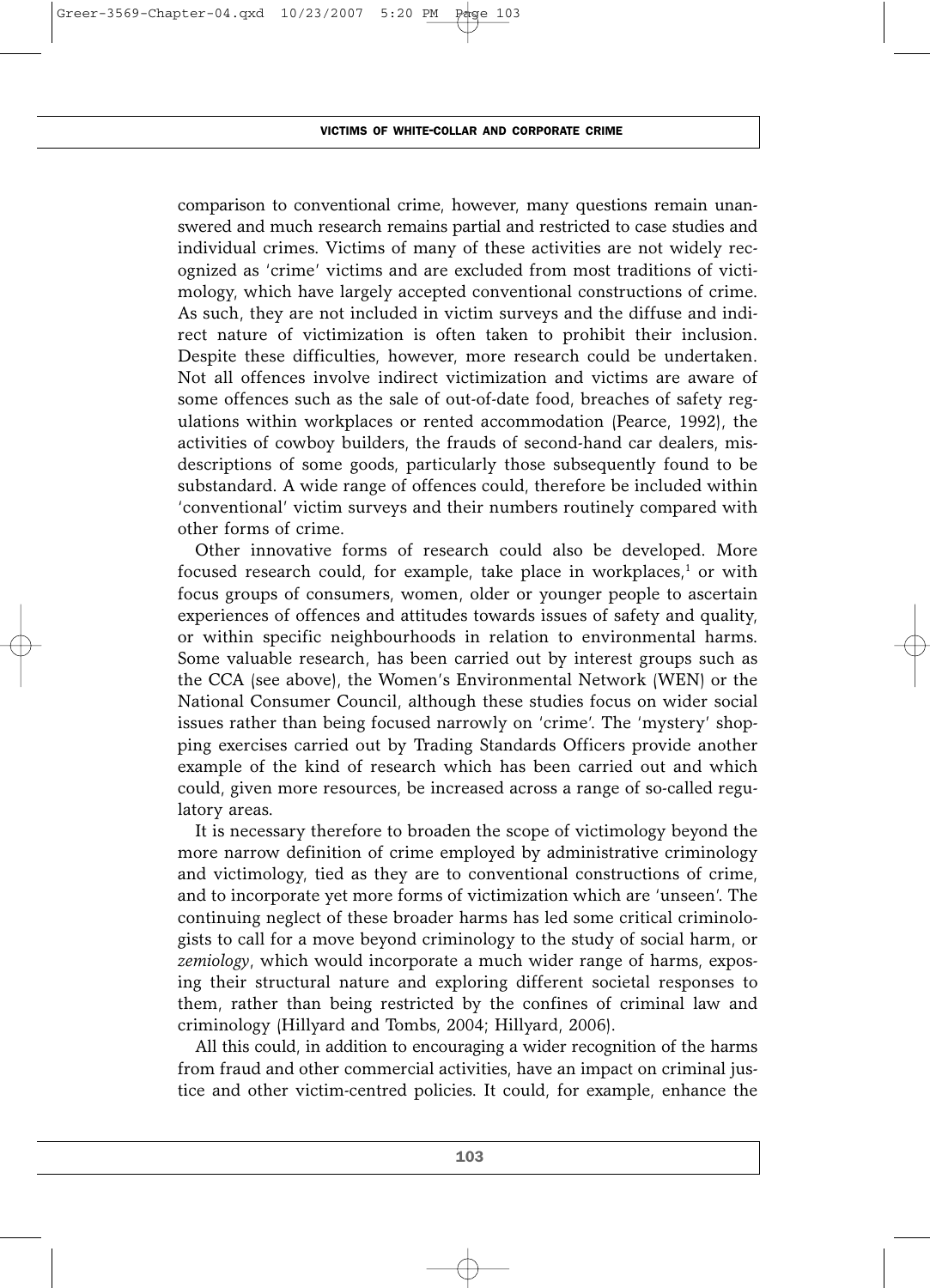comparison to conventional crime, however, many questions remain unanswered and much research remains partial and restricted to case studies and individual crimes. Victims of many of these activities are not widely recognized as 'crime' victims and are excluded from most traditions of victimology, which have largely accepted conventional constructions of crime. As such, they are not included in victim surveys and the diffuse and indirect nature of victimization is often taken to prohibit their inclusion. Despite these difficulties, however, more research could be undertaken. Not all offences involve indirect victimization and victims are aware of some offences such as the sale of out-of-date food, breaches of safety regulations within workplaces or rented accommodation (Pearce, 1992), the activities of cowboy builders, the frauds of second-hand car dealers, misdescriptions of some goods, particularly those subsequently found to be substandard. A wide range of offences could, therefore be included within 'conventional' victim surveys and their numbers routinely compared with other forms of crime.

Other innovative forms of research could also be developed. More focused research could, for example, take place in workplaces,[1] or with focus groups of consumers, women, older or younger people to ascertain experiences of offences and attitudes towards issues of safety and quality, or within specific neighbourhoods in relation to environmental harms. Some valuable research, has been carried out by interest groups such as the CCA (see above), the Women's Environmental Network (WEN) or the National Consumer Council, although these studies focus on wider social issues rather than being focused narrowly on 'crime'. The 'mystery' shopping exercises carried out by Trading Standards Officers provide another example of the kind of research which has been carried out and which could, given more resources, be increased across a range of so-called regulatory areas.

It is necessary therefore to broaden the scope of victimology beyond the more narrow definition of crime employed by administrative criminology and victimology, tied as they are to conventional constructions of crime, and to incorporate yet more forms of victimization which are 'unseen'. The continuing neglect of these broader harms has led some critical criminologists to call for a move beyond criminology to the study of social harm, or *zemiology*, which would incorporate a much wider range of harms, exposing their structural nature and exploring different societal responses to them, rather than being restricted by the confines of criminal law and criminology (Hillyard and Tombs, 2004; Hillyard, 2006).

All this could, in addition to encouraging a wider recognition of the harms from fraud and other commercial activities, have an impact on criminal justice and other victim-centred policies. It could, for example, enhance the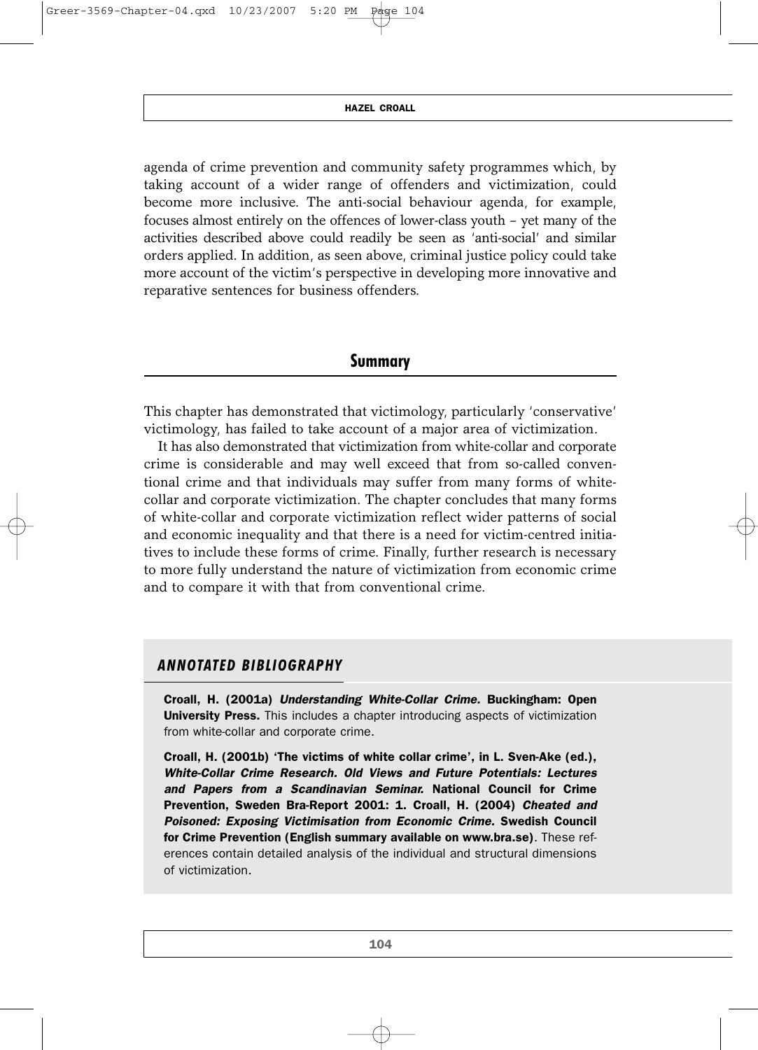agenda of crime prevention and community safety programmes which, by taking account of a wider range of offenders and victimization, could become more inclusive. The anti-social behaviour agenda, for example, focuses almost entirely on the offences of lower-class youth – yet many of the activities described above could readily be seen as 'anti-social' and similar orders applied. In addition, as seen above, criminal justice policy could take more account of the victim's perspective in developing more innovative and reparative sentences for business offenders.

## Summary

This chapter has demonstrated that victimology, particularly 'conservative' victimology, has failed to take account of a major area of victimization.

It has also demonstrated that victimization from white-collar and corporate crime is considerable and may well exceed that from so-called conventional crime and that individuals may suffer from many forms of white-collar and corporate victimization. The chapter concludes that many forms of white-collar and corporate victimization reflect wider patterns of social and economic inequality and that there is a need for victim-centred initiatives to include these forms of crime. Finally, further research is necessary to more fully understand the nature of victimization from economic crime and to compare it with that from conventional crime.

### *ANNOTATED BIBLIOGRAPHY*

**Croall, H. (2001a) *Understanding White-Collar Crime.* Buckingham: Open University Press.** This includes a chapter introducing aspects of victimization from white-collar and corporate crime.

**Croall, H. (2001b) 'The victims of white collar crime', in L. Sven-Ake (ed.), *White-Collar Crime Research. Old Views and Future Potentials: Lectures and Papers from a Scandinavian Seminar.* National Council for Crime Prevention, Sweden Bra-Report 2001: 1. Croall, H. (2004) *Cheated and Poisoned: Exposing Victimisation from Economic Crime.* Swedish Council for Crime Prevention (English summary available on www.bra.se)**. These references contain detailed analysis of the individual and structural dimensions of victimization.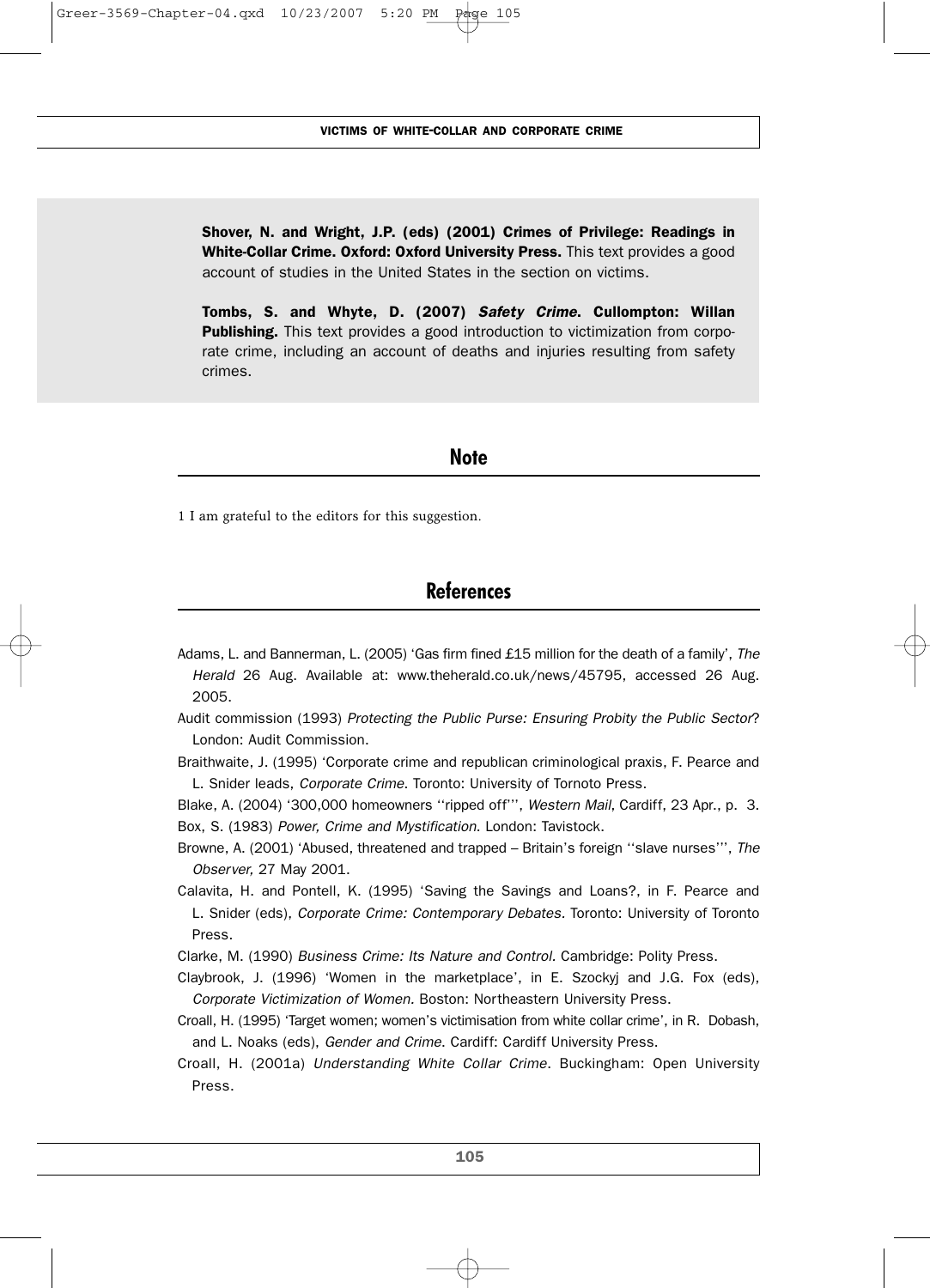**Shover, N. and Wright, J.P. (eds) (2001) Crimes of Privilege: Readings in White-Collar Crime. Oxford: Oxford University Press.** This text provides a good account of studies in the United States in the section on victims.

**Tombs, S. and Whyte, D. (2007) *Safety Crime*. Cullompton: Willan Publishing.** This text provides a good introduction to victimization from corporate crime, including an account of deaths and injuries resulting from safety crimes.

## Note

1 I am grateful to the editors for this suggestion.

## References

Adams, L. and Bannerman, L. (2005) 'Gas firm fined £15 million for the death of a family', *The Herald* 26 Aug. Available at: www.theherald.co.uk/news/45795, accessed 26 Aug. 2005.

Audit commission (1993) *Protecting the Public Purse: Ensuring Probity the Public Sector*? London: Audit Commission.

Braithwaite, J. (1995) 'Corporate crime and republican criminological praxis, F. Pearce and L. Snider leads, *Corporate Crime*. Toronto: University of Tornoto Press.

Blake, A. (2004) '300,000 homeowners ''ripped off''', *Western Mail*, Cardiff, 23 Apr., p. 3.

Box, S. (1983) *Power, Crime and Mystification*. London: Tavistock.

Browne, A. (2001) 'Abused, threatened and trapped – Britain's foreign ''slave nurses''', *The Observer,* 27 May 2001.

Calavita, H. and Pontell, K. (1995) 'Saving the Savings and Loans?, in F. Pearce and L. Snider (eds), *Corporate Crime: Contemporary Debates*. Toronto: University of Toronto Press.

Clarke, M. (1990) *Business Crime: Its Nature and Control*. Cambridge: Polity Press.

Claybrook, J. (1996) 'Women in the marketplace', in E. Szockyj and J.G. Fox (eds), *Corporate Victimization of Women*. Boston: Northeastern University Press.

Croall, H. (1995) 'Target women; women's victimisation from white collar crime', in R. Dobash, and L. Noaks (eds), *Gender and Crime*. Cardiff: Cardiff University Press.

Croall, H. (2001a) *Understanding White Collar Crime*. Buckingham: Open University Press.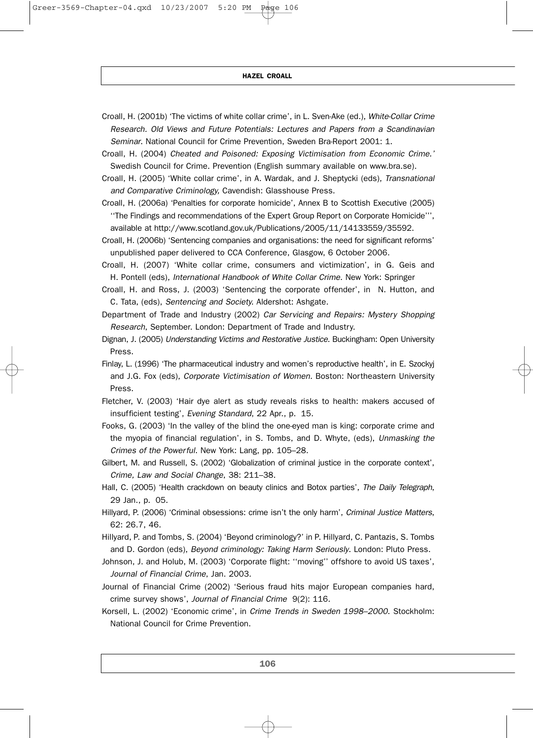Croall, H. (2001b) 'The victims of white collar crime', in L. Sven-Ake (ed.), *White-Collar Crime Research. Old Views and Future Potentials: Lectures and Papers from a Scandinavian Seminar*. National Council for Crime Prevention, Sweden Bra-Report 2001: 1.

Croall, H. (2004) *Cheated and Poisoned: Exposing Victimisation from Economic Crime.'* Swedish Council for Crime. Prevention (English summary available on www.bra.se).

Croall, H. (2005) 'White collar crime', in A. Wardak, and J. Sheptycki (eds), *Transnational and Comparative Criminology,* Cavendish: Glasshouse Press.

Croall, H. (2006a) 'Penalties for corporate homicide', Annex B to Scottish Executive (2005) ''The Findings and recommendations of the Expert Group Report on Corporate Homicide''', available at http://www.scotland.gov.uk/Publications/2005/11/14133559/35592.

Croall, H. (2006b) 'Sentencing companies and organisations: the need for significant reforms' unpublished paper delivered to CCA Conference, Glasgow, 6 October 2006.

Croall, H. (2007) 'White collar crime, consumers and victimization', in G. Geis and H. Pontell (eds), *International Handbook of White Collar Crime*. New York: Springer

Croall, H. and Ross, J. (2003) 'Sentencing the corporate offender', in N. Hutton, and C. Tata, (eds), *Sentencing and Society.* Aldershot: Ashgate.

Department of Trade and Industry (2002) *Car Servicing and Repairs: Mystery Shopping Research*, September. London: Department of Trade and Industry.

Dignan, J. (2005) *Understanding Victims and Restorative Justice*. Buckingham: Open University Press.

Finlay, L. (1996) 'The pharmaceutical industry and women's reproductive health', in E. Szockyj and J.G. Fox (eds), *Corporate Victimisation of Women*. Boston: Northeastern University Press.

Fletcher, V. (2003) 'Hair dye alert as study reveals risks to health: makers accused of insufficient testing', *Evening Standard*, 22 Apr., p. 15.

Fooks, G. (2003) 'In the valley of the blind the one-eyed man is king: corporate crime and the myopia of financial regulation', in S. Tombs, and D. Whyte, (eds), *Unmasking the Crimes of the Powerful*. New York: Lang, pp. 105–28.

Gilbert, M. and Russell, S. (2002) 'Globalization of criminal justice in the corporate context', *Crime, Law and Social Change*, 38: 211–38.

Hall, C. (2005) 'Health crackdown on beauty clinics and Botox parties', *The Daily Telegraph*, 29 Jan., p. 05.

Hillyard, P. (2006) 'Criminal obsessions: crime isn't the only harm', *Criminal Justice Matters*, 62: 26.7, 46.

Hillyard, P. and Tombs, S. (2004) 'Beyond criminology?' in P. Hillyard, C. Pantazis, S. Tombs and D. Gordon (eds), *Beyond criminology: Taking Harm Seriously*. London: Pluto Press.

Johnson, J. and Holub, M. (2003) 'Corporate flight: ''moving'' offshore to avoid US taxes', *Journal of Financial Crime*, Jan. 2003.

Journal of Financial Crime (2002) 'Serious fraud hits major European companies hard, crime survey shows', *Journal of Financial Crime* 9(2): 116.

Korsell, L. (2002) 'Economic crime', in *Crime Trends in Sweden 1998–2000*. Stockholm: National Council for Crime Prevention.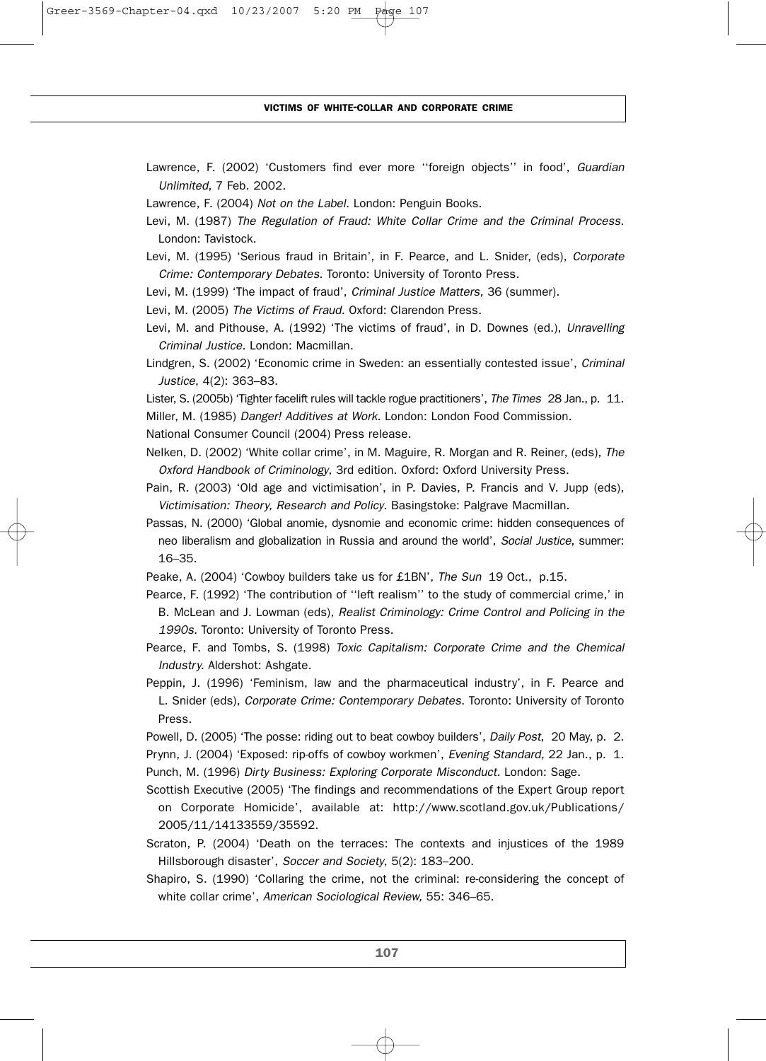Lawrence, F. (2002) 'Customers find ever more ''foreign objects'' in food', *Guardian Unlimited*, 7 Feb. 2002.

Lawrence, F. (2004) *Not on the Label*. London: Penguin Books.

Levi, M. (1987) *The Regulation of Fraud: White Collar Crime and the Criminal Process*. London: Tavistock.

Levi, M. (1995) 'Serious fraud in Britain', in F. Pearce, and L. Snider, (eds), *Corporate Crime: Contemporary Debates*. Toronto: University of Toronto Press.

Levi, M. (1999) 'The impact of fraud', *Criminal Justice Matters,* 36 (summer).

Levi, M. (2005) *The Victims of Fraud*. Oxford: Clarendon Press.

Levi, M. and Pithouse, A. (1992) 'The victims of fraud', in D. Downes (ed.), *Unravelling Criminal Justice*. London: Macmillan.

Lindgren, S. (2002) 'Economic crime in Sweden: an essentially contested issue', *Criminal Justice*, 4(2): 363–83.

Lister, S. (2005b) 'Tighter facelift rules will tackle rogue practitioners', *The Times* 28 Jan., p. 11.

Miller, M. (1985) *Danger! Additives at Work*. London: London Food Commission.

National Consumer Council (2004) Press release.

Nelken, D. (2002) 'White collar crime', in M. Maguire, R. Morgan and R. Reiner, (eds), *The Oxford Handbook of Criminology*, 3rd edition. Oxford: Oxford University Press.

Pain, R. (2003) 'Old age and victimisation', in P. Davies, P. Francis and V. Jupp (eds), *Victimisation: Theory, Research and Policy*. Basingstoke: Palgrave Macmillan.

Passas, N. (2000) 'Global anomie, dysnomie and economic crime: hidden consequences of neo liberalism and globalization in Russia and around the world', *Social Justice*, summer: 16–35.

Peake, A. (2004) 'Cowboy builders take us for £1BN', *The Sun* 19 Oct., p.15.

Pearce, F. (1992) 'The contribution of ''left realism'' to the study of commercial crime,' in B. McLean and J. Lowman (eds), *Realist Criminology: Crime Control and Policing in the 1990s*. Toronto: University of Toronto Press.

Pearce, F. and Tombs, S. (1998) *Toxic Capitalism: Corporate Crime and the Chemical Industry.* Aldershot: Ashgate.

Peppin, J. (1996) 'Feminism, law and the pharmaceutical industry', in F. Pearce and L. Snider (eds), *Corporate Crime: Contemporary Debates*. Toronto: University of Toronto Press.

Powell, D. (2005) 'The posse: riding out to beat cowboy builders', *Daily Post*, 20 May, p. 2.

Prynn, J. (2004) 'Exposed: rip-offs of cowboy workmen', *Evening Standard,* 22 Jan., p. 1.

Punch, M. (1996) *Dirty Business: Exploring Corporate Misconduct*. London: Sage.

Scottish Executive (2005) 'The findings and recommendations of the Expert Group report on Corporate Homicide', available at: http://www.scotland.gov.uk/Publications/2005/11/14133559/35592.

Scraton, P. (2004) 'Death on the terraces: The contexts and injustices of the 1989 Hillsborough disaster', *Soccer and Society*, 5(2): 183–200.

Shapiro, S. (1990) 'Collaring the crime, not the criminal: re-considering the concept of white collar crime', *American Sociological Review,* 55: 346–65.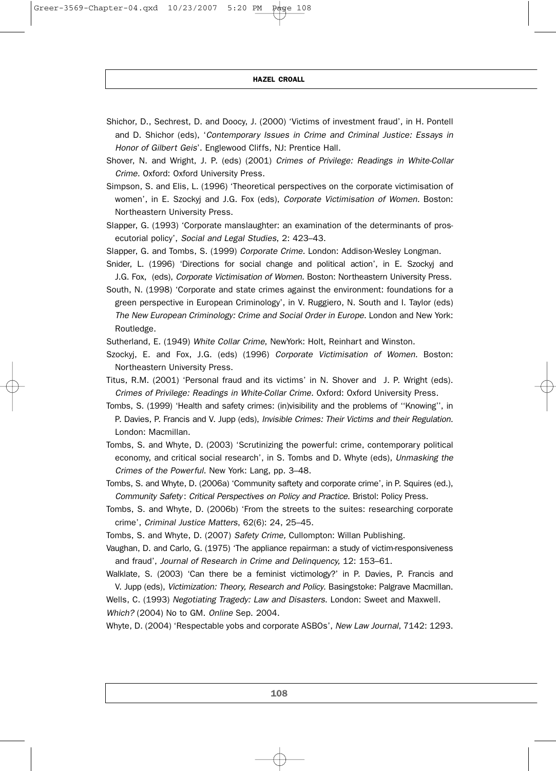Shichor, D., Sechrest, D. and Doocy, J. (2000) 'Victims of investment fraud', in H. Pontell and D. Shichor (eds), '*Contemporary Issues in Crime and Criminal Justice: Essays in Honor of Gilbert Geis*'. Englewood Cliffs, NJ: Prentice Hall.

Shover, N. and Wright, J. P. (eds) (2001) *Crimes of Privilege: Readings in White-Collar Crime*. Oxford: Oxford University Press.

Simpson, S. and Elis, L. (1996) 'Theoretical perspectives on the corporate victimisation of women', in E. Szockyj and J.G. Fox (eds), *Corporate Victimisation of Women.* Boston: Northeastern University Press.

Slapper, G. (1993) 'Corporate manslaughter: an examination of the determinants of prosecutorial policy', *Social and Legal Studies*, 2: 423–43.

Slapper, G. and Tombs, S. (1999) *Corporate Crime*. London: Addison-Wesley Longman.

Snider, L. (1996) 'Directions for social change and political action', in E. Szockyj and J.G. Fox, (eds), *Corporate Victimisation of Women.* Boston: Northeastern University Press.

South, N. (1998) 'Corporate and state crimes against the environment: foundations for a green perspective in European Criminology', in V. Ruggiero, N. South and I. Taylor (eds) *The New European Criminology: Crime and Social Order in Europe*. London and New York: Routledge.

Sutherland, E. (1949) *White Collar Crime*, NewYork: Holt, Reinhart and Winston.

Szockyj, E. and Fox, J.G. (eds) (1996) *Corporate Victimisation of Women.* Boston: Northeastern University Press.

Titus, R.M. (2001) 'Personal fraud and its victims' in N. Shover and J. P. Wright (eds). *Crimes of Privilege: Readings in White-Collar Crime.* Oxford: Oxford University Press.

Tombs, S. (1999) 'Health and safety crimes: (in)visibility and the problems of ''Knowing'', in P. Davies, P. Francis and V. Jupp (eds), *Invisible Crimes: Their Victims and their Regulation.* London: Macmillan.

Tombs, S. and Whyte, D. (2003) 'Scrutinizing the powerful: crime, contemporary political economy, and critical social research', in S. Tombs and D. Whyte (eds), *Unmasking the Crimes of the Powerful*. New York: Lang, pp. 3–48.

Tombs, S. and Whyte, D. (2006a) 'Community saftety and corporate crime', in P. Squires (ed.), *Community Safety*: *Critical Perspectives on Policy and Practice.* Bristol: Policy Press.

Tombs, S. and Whyte, D. (2006b) 'From the streets to the suites: researching corporate crime', *Criminal Justice Matters*, 62(6): 24, 25–45.

Tombs, S. and Whyte, D. (2007) *Safety Crime,* Cullompton: Willan Publishing.

Vaughan, D. and Carlo, G. (1975) 'The appliance repairman: a study of victim-responsiveness and fraud', *Journal of Research in Crime and Delinquency,* 12: 153–61.

Walklate, S. (2003) 'Can there be a feminist victimology?' in P. Davies, P. Francis and V. Jupp (eds), *Victimization: Theory, Research and Policy.* Basingstoke: Palgrave Macmillan.

Wells, C. (1993) *Negotiating Tragedy: Law and Disasters.* London: Sweet and Maxwell.

*Which?* (2004) No to GM. *Online* Sep. 2004.

Whyte, D. (2004) 'Respectable yobs and corporate ASBOs', *New Law Journal*, 7142: 1293.